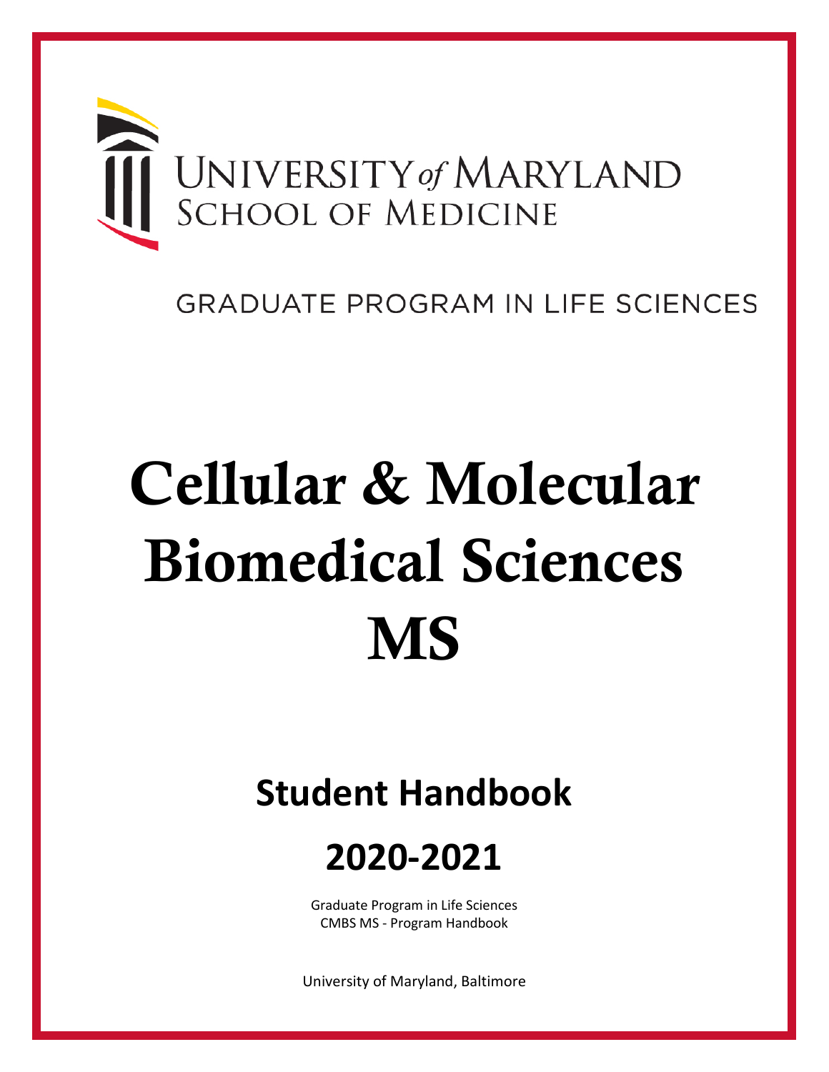University of Maryland School of Medicine

GRADUATE PROGRAM IN LIFE SCIENCES

# Cellular & Molecular Biomedical Sciences MS

## Student Handbook

## 2020-2021

Graduate Program in Life Sciences
CMBS MS - Program Handbook

University of Maryland, Baltimore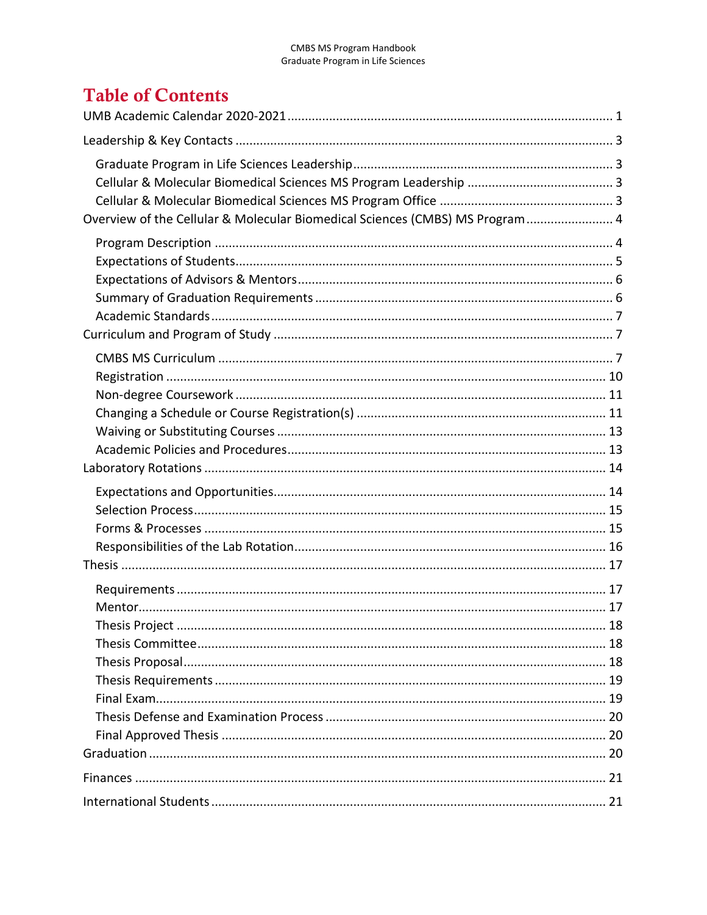# Table of Contents

UMB Academic Calendar 2020-2021 ..... 1

Leadership & Key Contacts ..... 3

- Graduate Program in Life Sciences Leadership ..... 3
- Cellular & Molecular Biomedical Sciences MS Program Leadership ..... 3
- Cellular & Molecular Biomedical Sciences MS Program Office ..... 3

Overview of the Cellular & Molecular Biomedical Sciences (CMBS) MS Program ..... 4

- Program Description ..... 4
- Expectations of Students ..... 5
- Expectations of Advisors & Mentors ..... 6
- Summary of Graduation Requirements ..... 6
- Academic Standards ..... 7

Curriculum and Program of Study ..... 7

- CMBS MS Curriculum ..... 7
- Registration ..... 10
- Non-degree Coursework ..... 11
- Changing a Schedule or Course Registration(s) ..... 11
- Waiving or Substituting Courses ..... 13
- Academic Policies and Procedures ..... 13

Laboratory Rotations ..... 14

- Expectations and Opportunities ..... 14
- Selection Process ..... 15
- Forms & Processes ..... 15
- Responsibilities of the Lab Rotation ..... 16

Thesis ..... 17

- Requirements ..... 17
- Mentor ..... 17
- Thesis Project ..... 18
- Thesis Committee ..... 18
- Thesis Proposal ..... 18
- Thesis Requirements ..... 19
- Final Exam ..... 19
- Thesis Defense and Examination Process ..... 20
- Final Approved Thesis ..... 20

Graduation ..... 20

Finances ..... 21

International Students ..... 21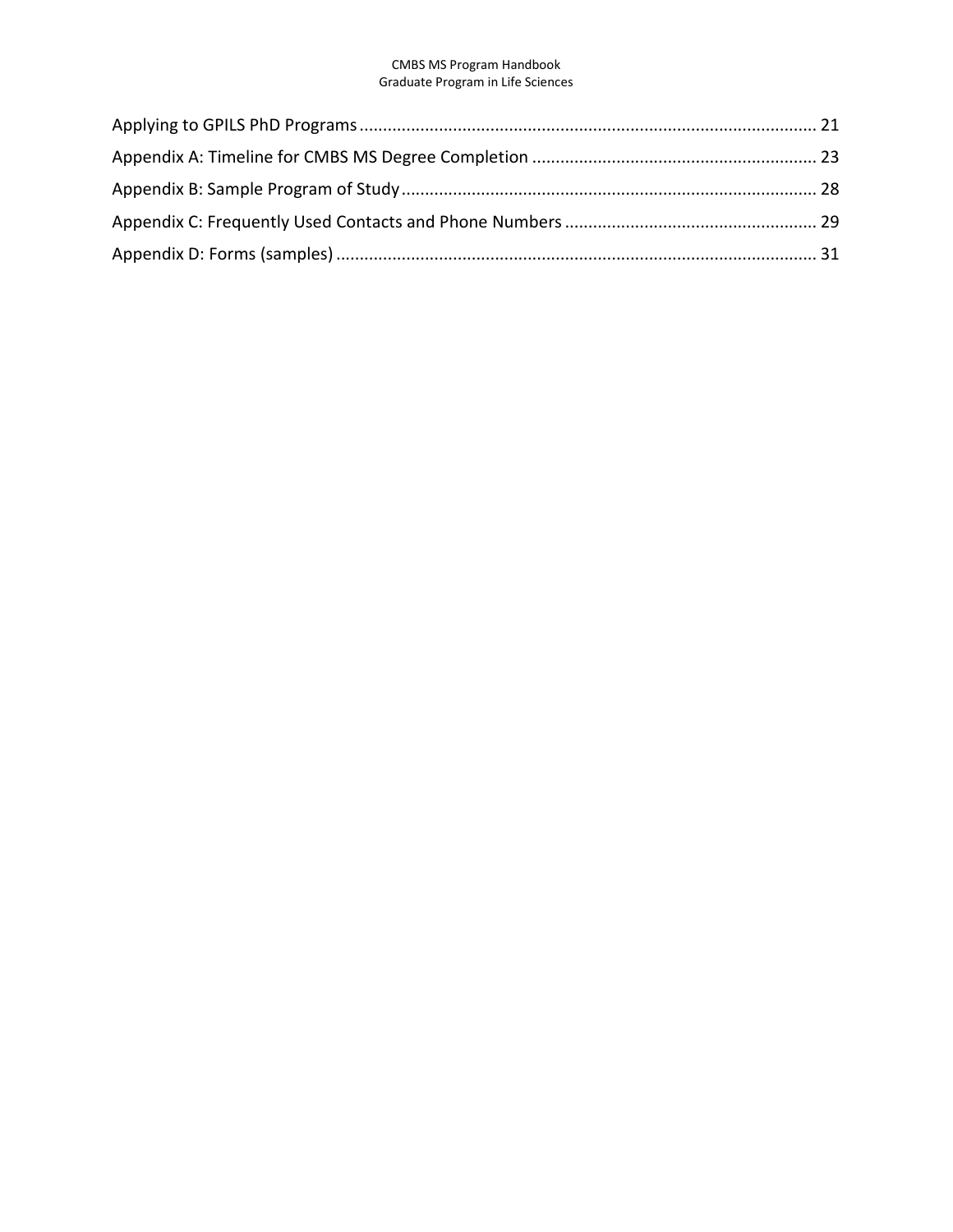Applying to GPILS PhD Programs ................................................................................................ 21

Appendix A: Timeline for CMBS MS Degree Completion ............................................................ 23

Appendix B: Sample Program of Study ........................................................................................ 28

Appendix C: Frequently Used Contacts and Phone Numbers ..................................................... 29

Appendix D: Forms (samples) ...................................................................................................... 31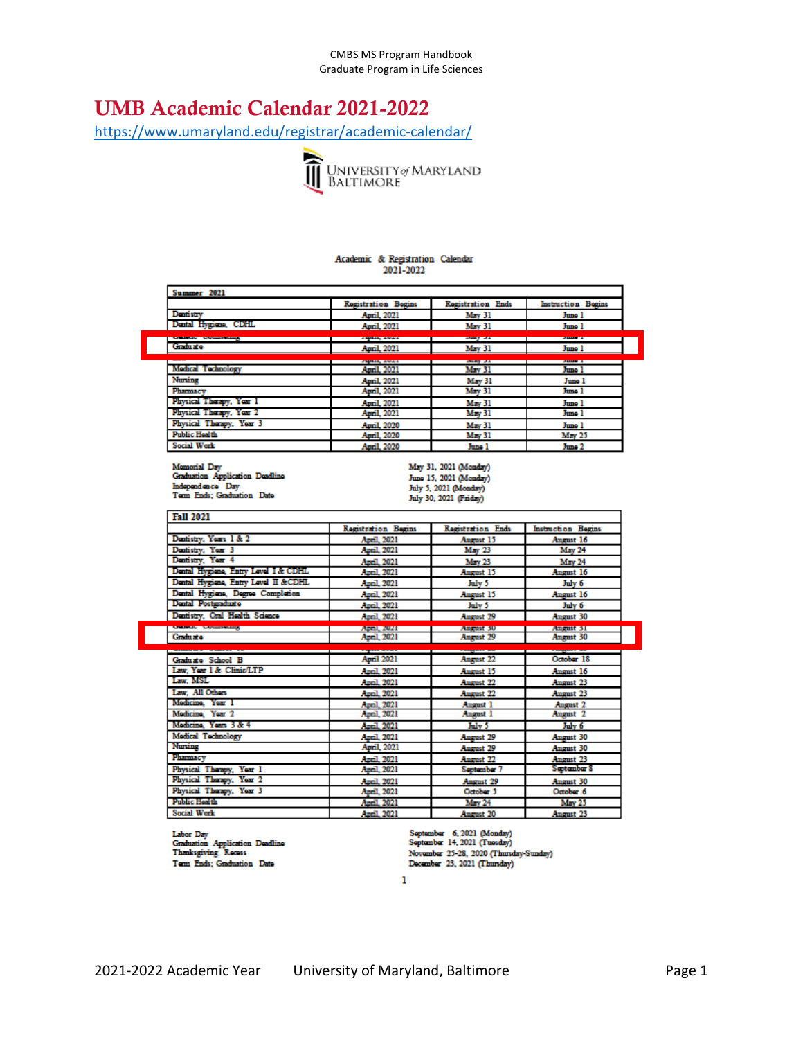# UMB Academic Calendar 2021-2022

https://www.umaryland.edu/registrar/academic-calendar/

UNIVERSITY of MARYLAND BALTIMORE

Academic & Registration Calendar
2021-2022

| Summer 2021 | | | |
|---|---|---|---|
| | Registration Begins | Registration Ends | Instruction Begins |
| Dentistry | April, 2021 | May 31 | June 1 |
| Dental Hygiene, CDHL | April, 2021 | May 31 | June 1 |
| Genetic Counseling | April, 2021 | May 31 | June 1 |
| Graduate | April, 2021 | May 31 | June 1 |
| | April, 2021 | May 31 | June 1 |
| Medical Technology | April, 2021 | May 31 | June 1 |
| Nursing | April, 2021 | May 31 | June 1 |
| Pharmacy | April, 2021 | May 31 | June 1 |
| Physical Therapy, Year 1 | April, 2021 | May 31 | June 1 |
| Physical Therapy, Year 2 | April, 2021 | May 31 | June 1 |
| Physical Therapy, Year 3 | April, 2020 | May 31 | June 1 |
| Public Health | April, 2020 | May 31 | May 25 |
| Social Work | April, 2020 | June 1 | June 2 |

| | |
|---|---|
| Memorial Day | May 31, 2021 (Monday) |
| Graduation Application Deadline | June 15, 2021 (Monday) |
| Independence Day | July 5, 2021 (Monday) |
| Term Ends; Graduation Date | July 30, 2021 (Friday) |

| Fall 2021 | | | |
|---|---|---|---|
| | Registration Begins | Registration Ends | Instruction Begins |
| Dentistry, Years 1 & 2 | April, 2021 | August 15 | August 16 |
| Dentistry, Year 3 | April, 2021 | May 23 | May 24 |
| Dentistry, Year 4 | April, 2021 | May 23 | May 24 |
| Dental Hygiene, Entry Level I & CDHL | April, 2021 | August 15 | August 16 |
| Dental Hygiene, Entry Level II & CDHL | April, 2021 | July 5 | July 6 |
| Dental Hygiene, Degree Completion | April, 2021 | August 15 | August 16 |
| Dental Postgraduate | April, 2021 | July 5 | July 6 |
| Dentistry, Oral Health Science | April, 2021 | August 29 | August 30 |
| Genetic Counseling | April, 2021 | August 30 | August 31 |
| Graduate | April, 2021 | August 29 | August 30 |
| | | | |
| Graduate School B | April 2021 | August 22 | October 18 |
| Law, Year 1 & Clinic/LTP | April, 2021 | August 15 | August 16 |
| Law, MSL | April, 2021 | August 22 | August 23 |
| Law, All Others | April, 2021 | August 22 | August 23 |
| Medicine, Year 1 | April, 2021 | August 1 | August 2 |
| Medicine, Year 2 | April, 2021 | August 1 | August 2 |
| Medicine, Years 3 & 4 | April, 2021 | July 5 | July 6 |
| Medical Technology | April, 2021 | August 29 | August 30 |
| Nursing | April, 2021 | August 29 | August 30 |
| Pharmacy | April, 2021 | August 22 | August 23 |
| Physical Therapy, Year 1 | April, 2021 | September 7 | September 8 |
| Physical Therapy, Year 2 | April, 2021 | August 29 | August 30 |
| Physical Therapy, Year 3 | April, 2021 | October 5 | October 6 |
| Public Health | April, 2021 | May 24 | May 25 |
| Social Work | April, 2021 | August 20 | August 23 |

| | |
|---|---|
| Labor Day | September 6, 2021 (Monday) |
| Graduation Application Deadline | September 14, 2021 (Tuesday) |
| Thanksgiving Recess | November 25-28, 2020 (Thursday-Sunday) |
| Term Ends; Graduation Date | December 23, 2021 (Thursday) |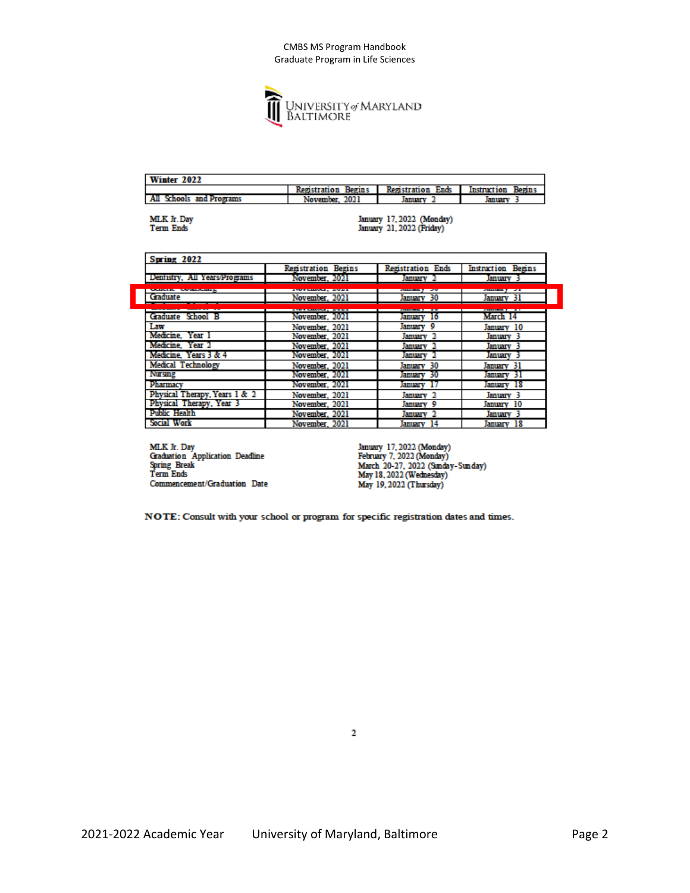| Winter 2022 | Registration Begins | Registration Ends | Instruction Begins |
|---|---|---|---|
| All Schools and Programs | November, 2021 | January 2 | January 3 |

MLK Jr. Day — January 17, 2022 (Monday)
Term Ends — January 21, 2022 (Friday)

| Spring 2022 | Registration Begins | Registration Ends | Instruction Begins |
|---|---|---|---|
| Dentistry, All Years/Programs | November, 2021 | January 2 | January 3 |
| Genetic Counseling | November, 2021 | January 30 | January 31 |
| Graduate | November, 2021 | January 30 | January 31 |
| Graduate School B | November, 2021 | January 16 | March 14 |
| Law | November, 2021 | January 9 | January 10 |
| Medicine, Year 1 | November, 2021 | January 2 | January 3 |
| Medicine, Year 2 | November, 2021 | January 2 | January 3 |
| Medicine, Years 3 & 4 | November, 2021 | January 2 | January 3 |
| Medical Technology | November, 2021 | January 30 | January 31 |
| Nursing | November, 2021 | January 30 | January 31 |
| Pharmacy | November, 2021 | January 17 | January 18 |
| Physical Therapy, Years 1 & 2 | November, 2021 | January 2 | January 3 |
| Physical Therapy, Year 3 | November, 2021 | January 9 | January 10 |
| Public Health | November, 2021 | January 2 | January 3 |
| Social Work | November, 2021 | January 14 | January 18 |

MLK Jr. Day — January 17, 2022 (Monday)
Graduation Application Deadline — February 7, 2022 (Monday)
Spring Break — March 20-27, 2022 (Sunday-Sunday)
Term Ends — May 18, 2022 (Wednesday)
Commencement/Graduation Date — May 19, 2022 (Thursday)

**NOTE:** Consult with your school or program for specific registration dates and times.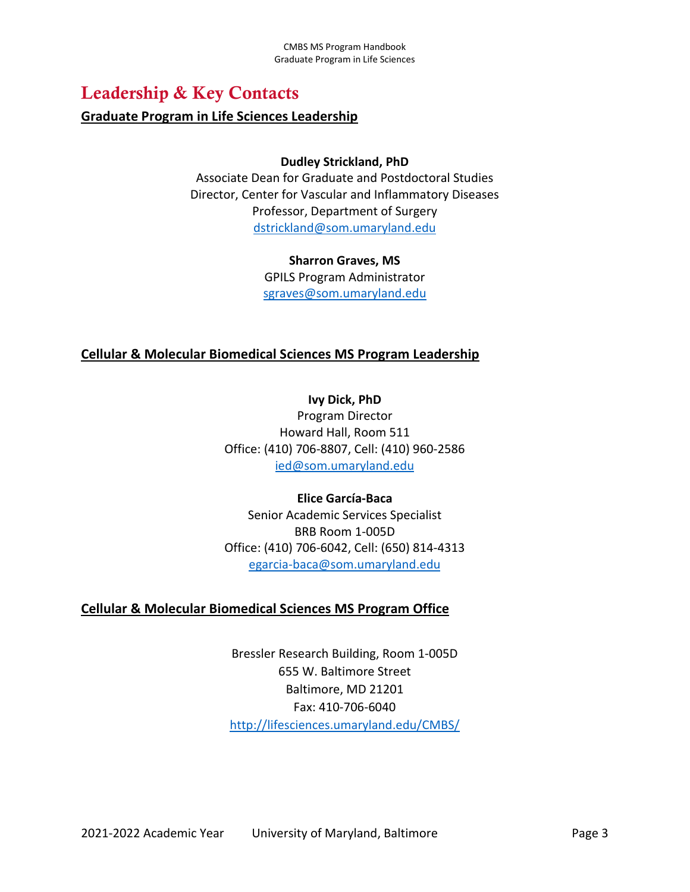# Leadership & Key Contacts

## Graduate Program in Life Sciences Leadership

**Dudley Strickland, PhD**
Associate Dean for Graduate and Postdoctoral Studies
Director, Center for Vascular and Inflammatory Diseases
Professor, Department of Surgery
dstrickland@som.umaryland.edu

**Sharron Graves, MS**
GPILS Program Administrator
sgraves@som.umaryland.edu

## Cellular & Molecular Biomedical Sciences MS Program Leadership

**Ivy Dick, PhD**
Program Director
Howard Hall, Room 511
Office: (410) 706-8807, Cell: (410) 960-2586
ied@som.umaryland.edu

**Elice García-Baca**
Senior Academic Services Specialist
BRB Room 1-005D
Office: (410) 706-6042, Cell: (650) 814-4313
egarcia-baca@som.umaryland.edu

## Cellular & Molecular Biomedical Sciences MS Program Office

Bressler Research Building, Room 1-005D
655 W. Baltimore Street
Baltimore, MD 21201
Fax: 410-706-6040
http://lifesciences.umaryland.edu/CMBS/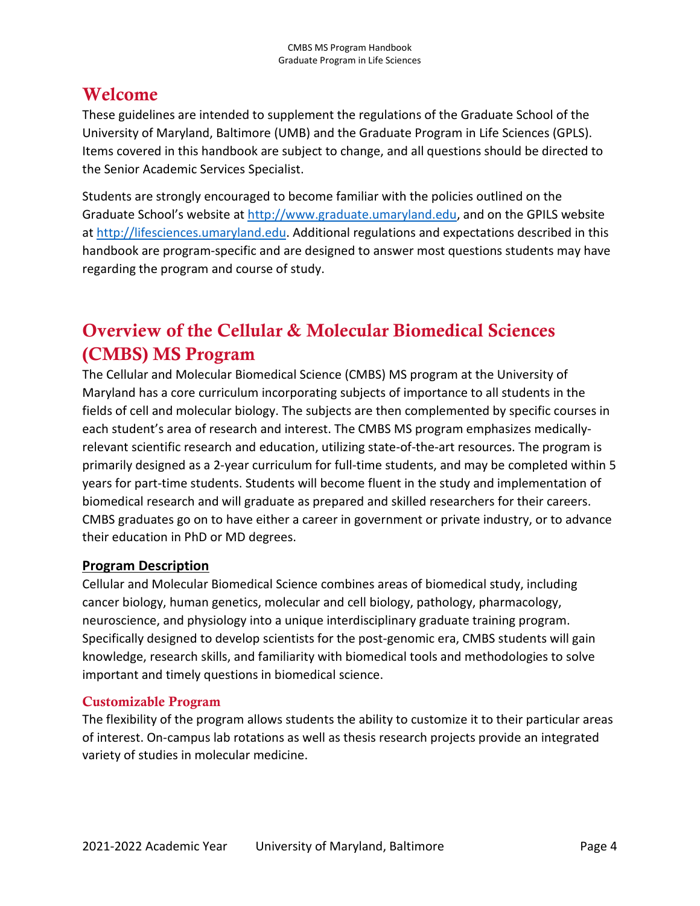# Welcome

These guidelines are intended to supplement the regulations of the Graduate School of the University of Maryland, Baltimore (UMB) and the Graduate Program in Life Sciences (GPLS). Items covered in this handbook are subject to change, and all questions should be directed to the Senior Academic Services Specialist.

Students are strongly encouraged to become familiar with the policies outlined on the Graduate School's website at http://www.graduate.umaryland.edu, and on the GPILS website at http://lifesciences.umaryland.edu. Additional regulations and expectations described in this handbook are program-specific and are designed to answer most questions students may have regarding the program and course of study.

# Overview of the Cellular & Molecular Biomedical Sciences (CMBS) MS Program

The Cellular and Molecular Biomedical Science (CMBS) MS program at the University of Maryland has a core curriculum incorporating subjects of importance to all students in the fields of cell and molecular biology. The subjects are then complemented by specific courses in each student's area of research and interest. The CMBS MS program emphasizes medically-relevant scientific research and education, utilizing state-of-the-art resources. The program is primarily designed as a 2-year curriculum for full-time students, and may be completed within 5 years for part-time students. Students will become fluent in the study and implementation of biomedical research and will graduate as prepared and skilled researchers for their careers. CMBS graduates go on to have either a career in government or private industry, or to advance their education in PhD or MD degrees.

**Program Description**

Cellular and Molecular Biomedical Science combines areas of biomedical study, including cancer biology, human genetics, molecular and cell biology, pathology, pharmacology, neuroscience, and physiology into a unique interdisciplinary graduate training program. Specifically designed to develop scientists for the post-genomic era, CMBS students will gain knowledge, research skills, and familiarity with biomedical tools and methodologies to solve important and timely questions in biomedical science.

## Customizable Program

The flexibility of the program allows students the ability to customize it to their particular areas of interest. On-campus lab rotations as well as thesis research projects provide an integrated variety of studies in molecular medicine.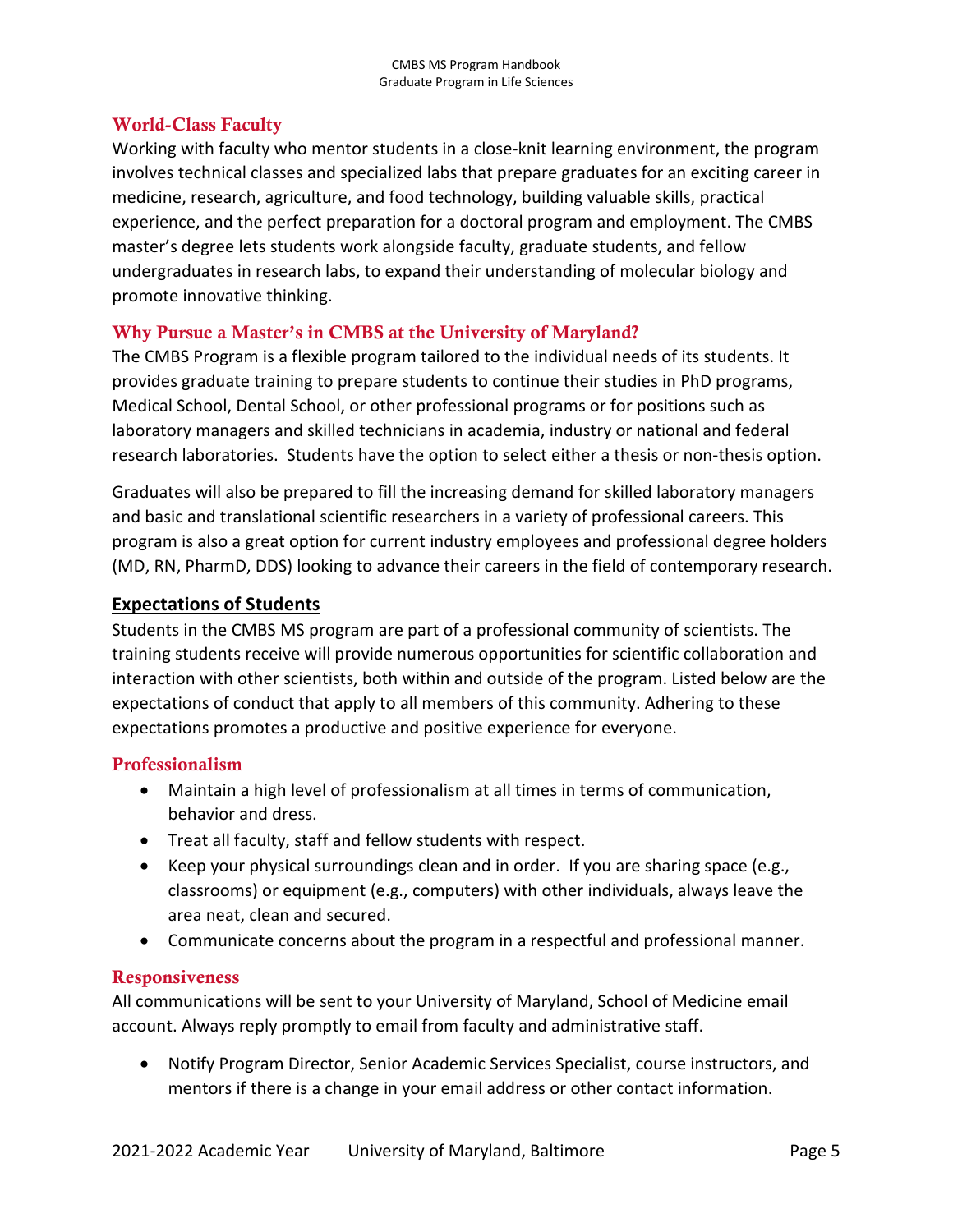### World-Class Faculty

Working with faculty who mentor students in a close-knit learning environment, the program involves technical classes and specialized labs that prepare graduates for an exciting career in medicine, research, agriculture, and food technology, building valuable skills, practical experience, and the perfect preparation for a doctoral program and employment. The CMBS master's degree lets students work alongside faculty, graduate students, and fellow undergraduates in research labs, to expand their understanding of molecular biology and promote innovative thinking.

### Why Pursue a Master's in CMBS at the University of Maryland?

The CMBS Program is a flexible program tailored to the individual needs of its students. It provides graduate training to prepare students to continue their studies in PhD programs, Medical School, Dental School, or other professional programs or for positions such as laboratory managers and skilled technicians in academia, industry or national and federal research laboratories. Students have the option to select either a thesis or non-thesis option.

Graduates will also be prepared to fill the increasing demand for skilled laboratory managers and basic and translational scientific researchers in a variety of professional careers. This program is also a great option for current industry employees and professional degree holders (MD, RN, PharmD, DDS) looking to advance their careers in the field of contemporary research.

## Expectations of Students

Students in the CMBS MS program are part of a professional community of scientists. The training students receive will provide numerous opportunities for scientific collaboration and interaction with other scientists, both within and outside of the program. Listed below are the expectations of conduct that apply to all members of this community. Adhering to these expectations promotes a productive and positive experience for everyone.

### Professionalism

- Maintain a high level of professionalism at all times in terms of communication, behavior and dress.
- Treat all faculty, staff and fellow students with respect.
- Keep your physical surroundings clean and in order. If you are sharing space (e.g., classrooms) or equipment (e.g., computers) with other individuals, always leave the area neat, clean and secured.
- Communicate concerns about the program in a respectful and professional manner.

### Responsiveness

All communications will be sent to your University of Maryland, School of Medicine email account. Always reply promptly to email from faculty and administrative staff.

- Notify Program Director, Senior Academic Services Specialist, course instructors, and mentors if there is a change in your email address or other contact information.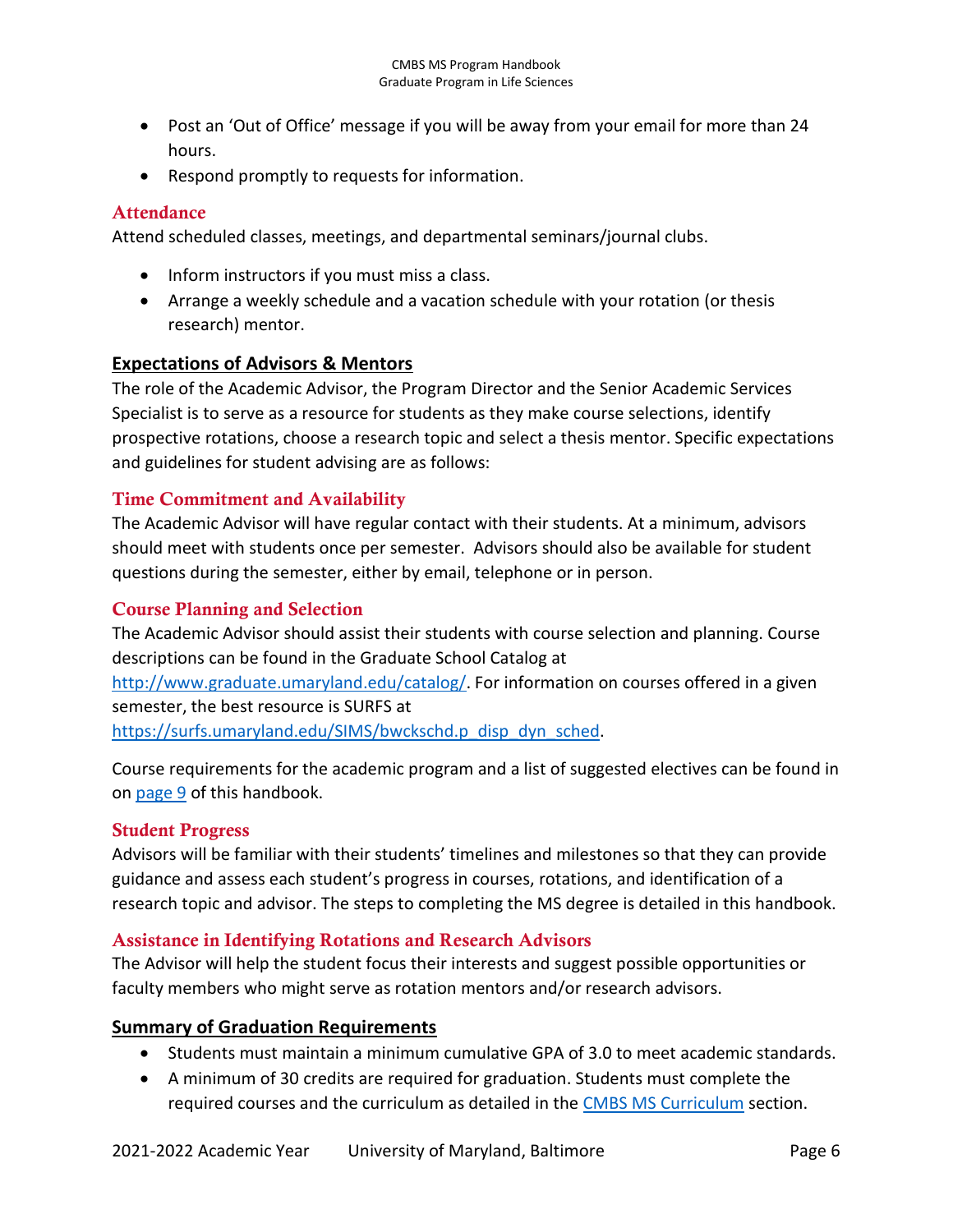- Post an 'Out of Office' message if you will be away from your email for more than 24 hours.
- Respond promptly to requests for information.

### Attendance

Attend scheduled classes, meetings, and departmental seminars/journal clubs.

- Inform instructors if you must miss a class.
- Arrange a weekly schedule and a vacation schedule with your rotation (or thesis research) mentor.

## Expectations of Advisors & Mentors

The role of the Academic Advisor, the Program Director and the Senior Academic Services Specialist is to serve as a resource for students as they make course selections, identify prospective rotations, choose a research topic and select a thesis mentor. Specific expectations and guidelines for student advising are as follows:

### Time Commitment and Availability

The Academic Advisor will have regular contact with their students. At a minimum, advisors should meet with students once per semester. Advisors should also be available for student questions during the semester, either by email, telephone or in person.

### Course Planning and Selection

The Academic Advisor should assist their students with course selection and planning. Course descriptions can be found in the Graduate School Catalog at [http://www.graduate.umaryland.edu/catalog/](http://www.graduate.umaryland.edu/catalog/). For information on courses offered in a given semester, the best resource is SURFS at [https://surfs.umaryland.edu/SIMS/bwckschd.p_disp_dyn_sched](https://surfs.umaryland.edu/SIMS/bwckschd.p_disp_dyn_sched).

Course requirements for the academic program and a list of suggested electives can be found in on page 9 of this handbook.

### Student Progress

Advisors will be familiar with their students' timelines and milestones so that they can provide guidance and assess each student's progress in courses, rotations, and identification of a research topic and advisor. The steps to completing the MS degree is detailed in this handbook.

### Assistance in Identifying Rotations and Research Advisors

The Advisor will help the student focus their interests and suggest possible opportunities or faculty members who might serve as rotation mentors and/or research advisors.

## Summary of Graduation Requirements

- Students must maintain a minimum cumulative GPA of 3.0 to meet academic standards.
- A minimum of 30 credits are required for graduation. Students must complete the required courses and the curriculum as detailed in the CMBS MS Curriculum section.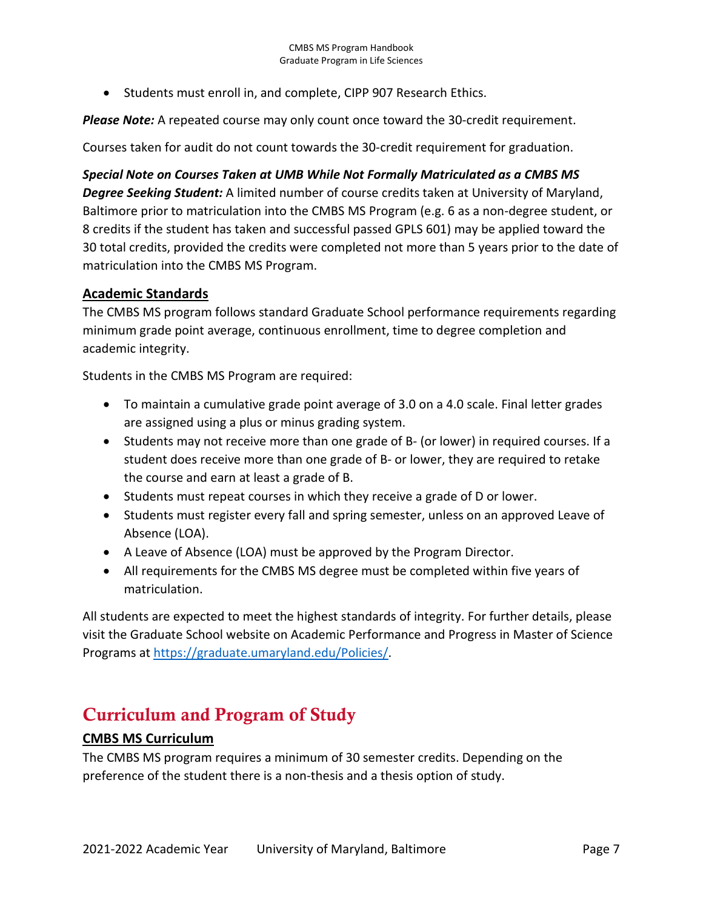- Students must enroll in, and complete, CIPP 907 Research Ethics.

***Please Note:*** A repeated course may only count once toward the 30-credit requirement.

Courses taken for audit do not count towards the 30-credit requirement for graduation.

***Special Note on Courses Taken at UMB While Not Formally Matriculated as a CMBS MS Degree Seeking Student:*** A limited number of course credits taken at University of Maryland, Baltimore prior to matriculation into the CMBS MS Program (e.g. 6 as a non-degree student, or 8 credits if the student has taken and successful passed GPLS 601) may be applied toward the 30 total credits, provided the credits were completed not more than 5 years prior to the date of matriculation into the CMBS MS Program.

### Academic Standards

The CMBS MS program follows standard Graduate School performance requirements regarding minimum grade point average, continuous enrollment, time to degree completion and academic integrity.

Students in the CMBS MS Program are required:

- To maintain a cumulative grade point average of 3.0 on a 4.0 scale. Final letter grades are assigned using a plus or minus grading system.
- Students may not receive more than one grade of B- (or lower) in required courses. If a student does receive more than one grade of B- or lower, they are required to retake the course and earn at least a grade of B.
- Students must repeat courses in which they receive a grade of D or lower.
- Students must register every fall and spring semester, unless on an approved Leave of Absence (LOA).
- A Leave of Absence (LOA) must be approved by the Program Director.
- All requirements for the CMBS MS degree must be completed within five years of matriculation.

All students are expected to meet the highest standards of integrity. For further details, please visit the Graduate School website on Academic Performance and Progress in Master of Science Programs at https://graduate.umaryland.edu/Policies/.

## Curriculum and Program of Study

### CMBS MS Curriculum

The CMBS MS program requires a minimum of 30 semester credits. Depending on the preference of the student there is a non-thesis and a thesis option of study.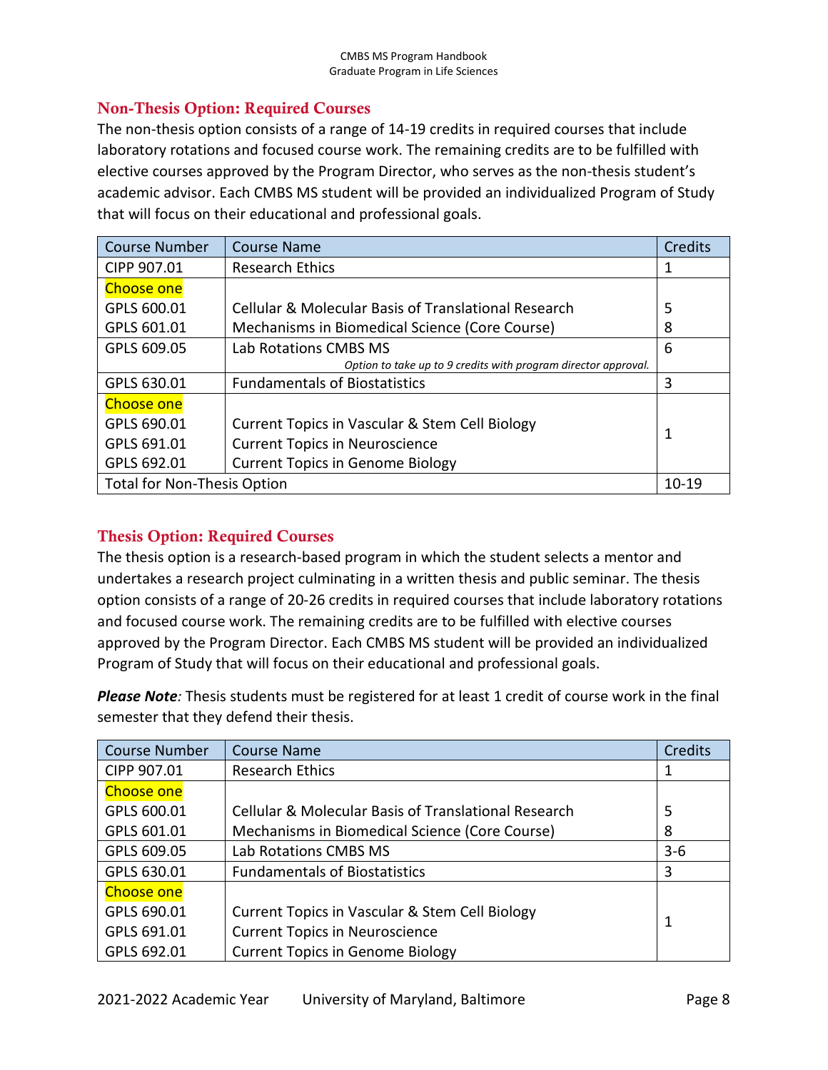## Non-Thesis Option: Required Courses

The non-thesis option consists of a range of 14-19 credits in required courses that include laboratory rotations and focused course work. The remaining credits are to be fulfilled with elective courses approved by the Program Director, who serves as the non-thesis student's academic advisor. Each CMBS MS student will be provided an individualized Program of Study that will focus on their educational and professional goals.

| Course Number | Course Name | Credits |
|---|---|---|
| CIPP 907.01 | Research Ethics | 1 |
| Choose one | | |
| GPLS 600.01 | Cellular & Molecular Basis of Translational Research | 5 |
| GPLS 601.01 | Mechanisms in Biomedical Science (Core Course) | 8 |
| GPLS 609.05 | Lab Rotations CMBS MS<br>*Option to take up to 9 credits with program director approval.* | 6 |
| GPLS 630.01 | Fundamentals of Biostatistics | 3 |
| Choose one | | 1 |
| GPLS 690.01 | Current Topics in Vascular & Stem Cell Biology | |
| GPLS 691.01 | Current Topics in Neuroscience | |
| GPLS 692.01 | Current Topics in Genome Biology | |
| Total for Non-Thesis Option | | 10-19 |

## Thesis Option: Required Courses

The thesis option is a research-based program in which the student selects a mentor and undertakes a research project culminating in a written thesis and public seminar. The thesis option consists of a range of 20-26 credits in required courses that include laboratory rotations and focused course work. The remaining credits are to be fulfilled with elective courses approved by the Program Director. Each CMBS MS student will be provided an individualized Program of Study that will focus on their educational and professional goals.

***Please Note**:* Thesis students must be registered for at least 1 credit of course work in the final semester that they defend their thesis.

| Course Number | Course Name | Credits |
|---|---|---|
| CIPP 907.01 | Research Ethics | 1 |
| Choose one | | |
| GPLS 600.01 | Cellular & Molecular Basis of Translational Research | 5 |
| GPLS 601.01 | Mechanisms in Biomedical Science (Core Course) | 8 |
| GPLS 609.05 | Lab Rotations CMBS MS | 3-6 |
| GPLS 630.01 | Fundamentals of Biostatistics | 3 |
| Choose one | | 1 |
| GPLS 690.01 | Current Topics in Vascular & Stem Cell Biology | |
| GPLS 691.01 | Current Topics in Neuroscience | |
| GPLS 692.01 | Current Topics in Genome Biology | |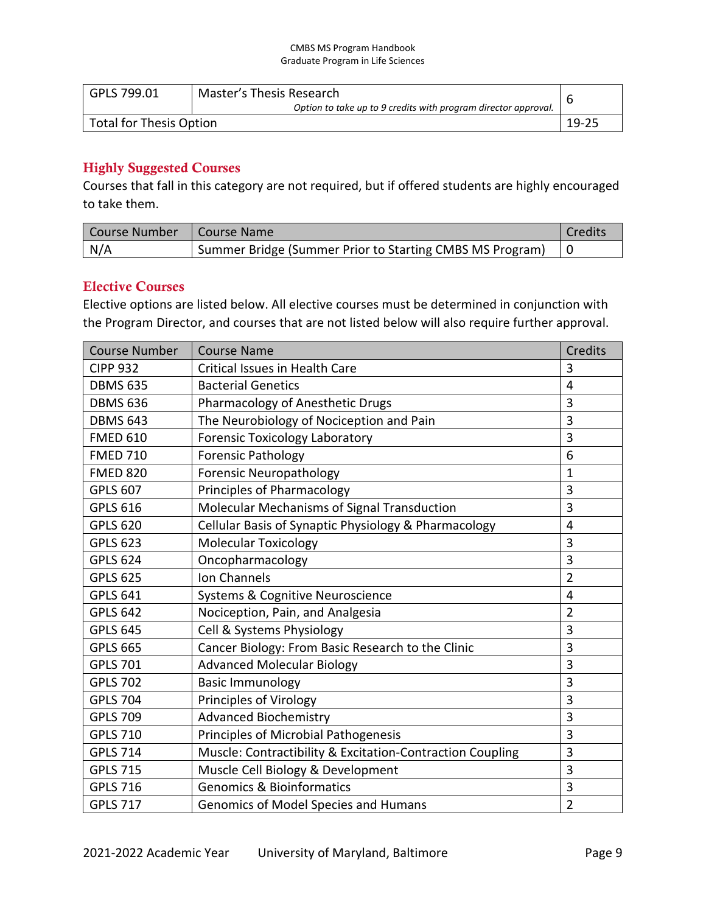| GPLS 799.01 | Master's Thesis Research *Option to take up to 9 credits with program director approval.* | 6 |
|---|---|---|
| Total for Thesis Option | | 19-25 |

## Highly Suggested Courses

Courses that fall in this category are not required, but if offered students are highly encouraged to take them.

| Course Number | Course Name | Credits |
|---|---|---|
| N/A | Summer Bridge (Summer Prior to Starting CMBS MS Program) | 0 |

## Elective Courses

Elective options are listed below. All elective courses must be determined in conjunction with the Program Director, and courses that are not listed below will also require further approval.

| Course Number | Course Name | Credits |
|---|---|---|
| CIPP 932 | Critical Issues in Health Care | 3 |
| DBMS 635 | Bacterial Genetics | 4 |
| DBMS 636 | Pharmacology of Anesthetic Drugs | 3 |
| DBMS 643 | The Neurobiology of Nociception and Pain | 3 |
| FMED 610 | Forensic Toxicology Laboratory | 3 |
| FMED 710 | Forensic Pathology | 6 |
| FMED 820 | Forensic Neuropathology | 1 |
| GPLS 607 | Principles of Pharmacology | 3 |
| GPLS 616 | Molecular Mechanisms of Signal Transduction | 3 |
| GPLS 620 | Cellular Basis of Synaptic Physiology & Pharmacology | 4 |
| GPLS 623 | Molecular Toxicology | 3 |
| GPLS 624 | Oncopharmacology | 3 |
| GPLS 625 | Ion Channels | 2 |
| GPLS 641 | Systems & Cognitive Neuroscience | 4 |
| GPLS 642 | Nociception, Pain, and Analgesia | 2 |
| GPLS 645 | Cell & Systems Physiology | 3 |
| GPLS 665 | Cancer Biology: From Basic Research to the Clinic | 3 |
| GPLS 701 | Advanced Molecular Biology | 3 |
| GPLS 702 | Basic Immunology | 3 |
| GPLS 704 | Principles of Virology | 3 |
| GPLS 709 | Advanced Biochemistry | 3 |
| GPLS 710 | Principles of Microbial Pathogenesis | 3 |
| GPLS 714 | Muscle: Contractibility & Excitation-Contraction Coupling | 3 |
| GPLS 715 | Muscle Cell Biology & Development | 3 |
| GPLS 716 | Genomics & Bioinformatics | 3 |
| GPLS 717 | Genomics of Model Species and Humans | 2 |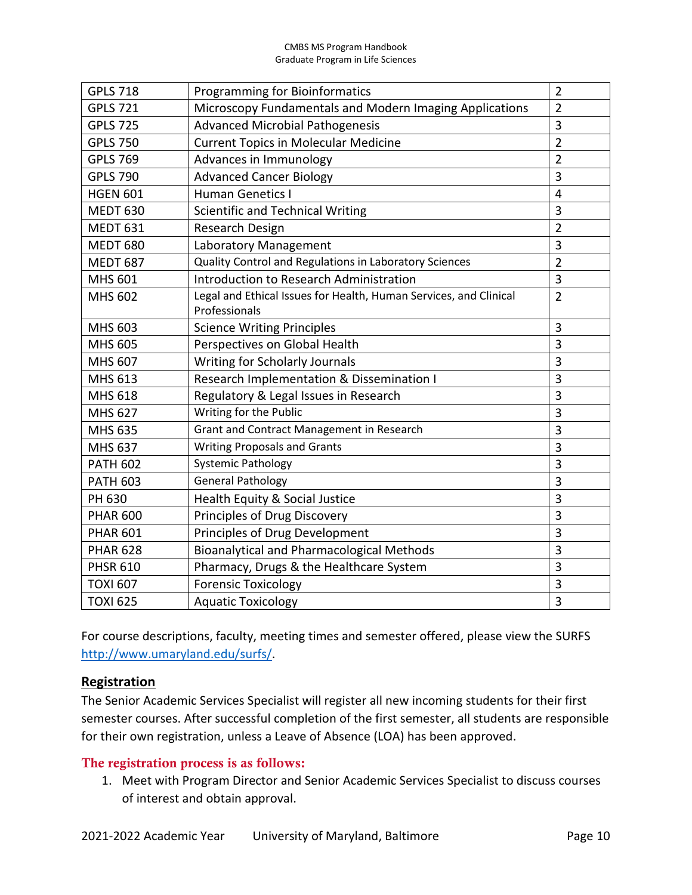| GPLS 718 | Programming for Bioinformatics | 2 |
|---|---|---|
| GPLS 721 | Microscopy Fundamentals and Modern Imaging Applications | 2 |
| GPLS 725 | Advanced Microbial Pathogenesis | 3 |
| GPLS 750 | Current Topics in Molecular Medicine | 2 |
| GPLS 769 | Advances in Immunology | 2 |
| GPLS 790 | Advanced Cancer Biology | 3 |
| HGEN 601 | Human Genetics I | 4 |
| MEDT 630 | Scientific and Technical Writing | 3 |
| MEDT 631 | Research Design | 2 |
| MEDT 680 | Laboratory Management | 3 |
| MEDT 687 | Quality Control and Regulations in Laboratory Sciences | 2 |
| MHS 601 | Introduction to Research Administration | 3 |
| MHS 602 | Legal and Ethical Issues for Health, Human Services, and Clinical Professionals | 2 |
| MHS 603 | Science Writing Principles | 3 |
| MHS 605 | Perspectives on Global Health | 3 |
| MHS 607 | Writing for Scholarly Journals | 3 |
| MHS 613 | Research Implementation & Dissemination I | 3 |
| MHS 618 | Regulatory & Legal Issues in Research | 3 |
| MHS 627 | Writing for the Public | 3 |
| MHS 635 | Grant and Contract Management in Research | 3 |
| MHS 637 | Writing Proposals and Grants | 3 |
| PATH 602 | Systemic Pathology | 3 |
| PATH 603 | General Pathology | 3 |
| PH 630 | Health Equity & Social Justice | 3 |
| PHAR 600 | Principles of Drug Discovery | 3 |
| PHAR 601 | Principles of Drug Development | 3 |
| PHAR 628 | Bioanalytical and Pharmacological Methods | 3 |
| PHSR 610 | Pharmacy, Drugs & the Healthcare System | 3 |
| TOXI 607 | Forensic Toxicology | 3 |
| TOXI 625 | Aquatic Toxicology | 3 |

For course descriptions, faculty, meeting times and semester offered, please view the SURFS http://www.umaryland.edu/surfs/.

## Registration

The Senior Academic Services Specialist will register all new incoming students for their first semester courses. After successful completion of the first semester, all students are responsible for their own registration, unless a Leave of Absence (LOA) has been approved.

### The registration process is as follows:

1. Meet with Program Director and Senior Academic Services Specialist to discuss courses of interest and obtain approval.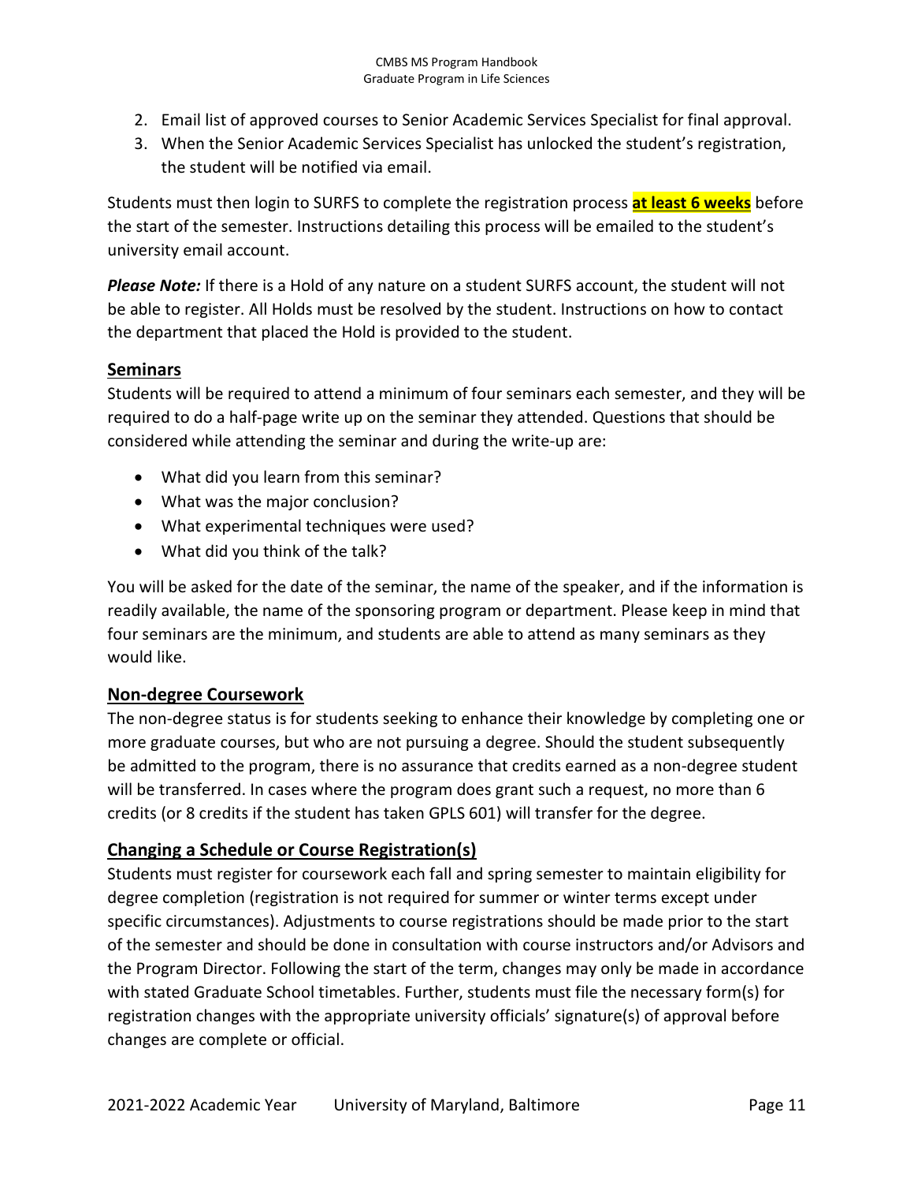2. Email list of approved courses to Senior Academic Services Specialist for final approval.
3. When the Senior Academic Services Specialist has unlocked the student's registration, the student will be notified via email.

Students must then login to SURFS to complete the registration process **at least 6 weeks** before the start of the semester. Instructions detailing this process will be emailed to the student's university email account.

***Please Note:*** If there is a Hold of any nature on a student SURFS account, the student will not be able to register. All Holds must be resolved by the student. Instructions on how to contact the department that placed the Hold is provided to the student.

## Seminars

Students will be required to attend a minimum of four seminars each semester, and they will be required to do a half-page write up on the seminar they attended. Questions that should be considered while attending the seminar and during the write-up are:

- What did you learn from this seminar?
- What was the major conclusion?
- What experimental techniques were used?
- What did you think of the talk?

You will be asked for the date of the seminar, the name of the speaker, and if the information is readily available, the name of the sponsoring program or department. Please keep in mind that four seminars are the minimum, and students are able to attend as many seminars as they would like.

## Non-degree Coursework

The non-degree status is for students seeking to enhance their knowledge by completing one or more graduate courses, but who are not pursuing a degree. Should the student subsequently be admitted to the program, there is no assurance that credits earned as a non-degree student will be transferred. In cases where the program does grant such a request, no more than 6 credits (or 8 credits if the student has taken GPLS 601) will transfer for the degree.

## Changing a Schedule or Course Registration(s)

Students must register for coursework each fall and spring semester to maintain eligibility for degree completion (registration is not required for summer or winter terms except under specific circumstances). Adjustments to course registrations should be made prior to the start of the semester and should be done in consultation with course instructors and/or Advisors and the Program Director. Following the start of the term, changes may only be made in accordance with stated Graduate School timetables. Further, students must file the necessary form(s) for registration changes with the appropriate university officials' signature(s) of approval before changes are complete or official.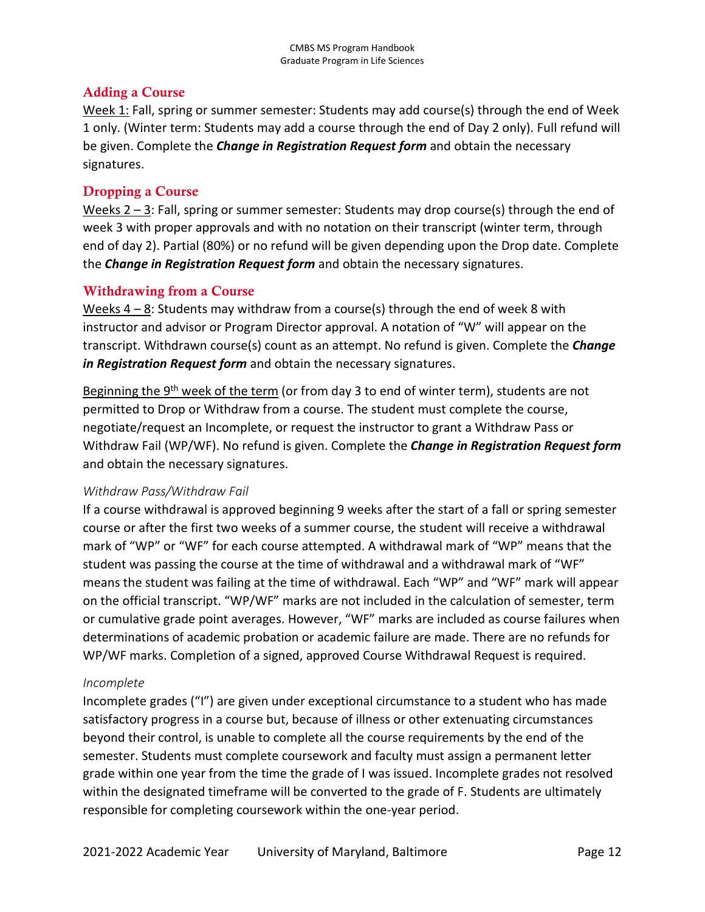## Adding a Course

Week 1: Fall, spring or summer semester: Students may add course(s) through the end of Week 1 only. (Winter term: Students may add a course through the end of Day 2 only). Full refund will be given. Complete the ***Change in Registration Request form*** and obtain the necessary signatures.

## Dropping a Course

Weeks 2 – 3: Fall, spring or summer semester: Students may drop course(s) through the end of week 3 with proper approvals and with no notation on their transcript (winter term, through end of day 2). Partial (80%) or no refund will be given depending upon the Drop date. Complete the ***Change in Registration Request form*** and obtain the necessary signatures.

## Withdrawing from a Course

Weeks 4 – 8: Students may withdraw from a course(s) through the end of week 8 with instructor and advisor or Program Director approval. A notation of "W" will appear on the transcript. Withdrawn course(s) count as an attempt. No refund is given. Complete the ***Change in Registration Request form*** and obtain the necessary signatures.

Beginning the 9th week of the term (or from day 3 to end of winter term), students are not permitted to Drop or Withdraw from a course. The student must complete the course, negotiate/request an Incomplete, or request the instructor to grant a Withdraw Pass or Withdraw Fail (WP/WF). No refund is given. Complete the ***Change in Registration Request form*** and obtain the necessary signatures.

### *Withdraw Pass/Withdraw Fail*

If a course withdrawal is approved beginning 9 weeks after the start of a fall or spring semester course or after the first two weeks of a summer course, the student will receive a withdrawal mark of "WP" or "WF" for each course attempted. A withdrawal mark of "WP" means that the student was passing the course at the time of withdrawal and a withdrawal mark of "WF" means the student was failing at the time of withdrawal. Each "WP" and "WF" mark will appear on the official transcript. "WP/WF" marks are not included in the calculation of semester, term or cumulative grade point averages. However, "WF" marks are included as course failures when determinations of academic probation or academic failure are made. There are no refunds for WP/WF marks. Completion of a signed, approved Course Withdrawal Request is required.

### *Incomplete*

Incomplete grades ("I") are given under exceptional circumstance to a student who has made satisfactory progress in a course but, because of illness or other extenuating circumstances beyond their control, is unable to complete all the course requirements by the end of the semester. Students must complete coursework and faculty must assign a permanent letter grade within one year from the time the grade of I was issued. Incomplete grades not resolved within the designated timeframe will be converted to the grade of F. Students are ultimately responsible for completing coursework within the one-year period.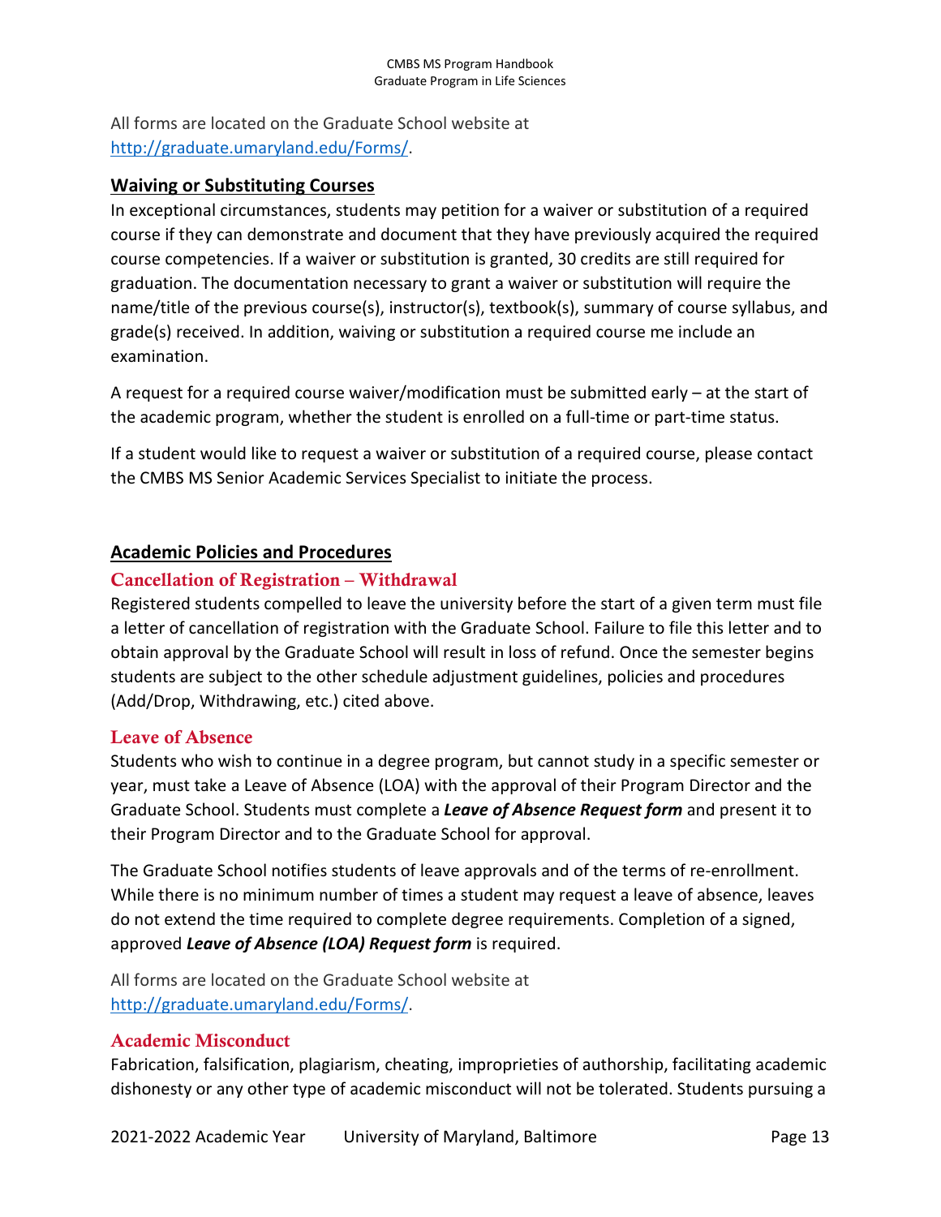All forms are located on the Graduate School website at http://graduate.umaryland.edu/Forms/.

## Waiving or Substituting Courses

In exceptional circumstances, students may petition for a waiver or substitution of a required course if they can demonstrate and document that they have previously acquired the required course competencies. If a waiver or substitution is granted, 30 credits are still required for graduation. The documentation necessary to grant a waiver or substitution will require the name/title of the previous course(s), instructor(s), textbook(s), summary of course syllabus, and grade(s) received. In addition, waiving or substitution a required course me include an examination.

A request for a required course waiver/modification must be submitted early – at the start of the academic program, whether the student is enrolled on a full-time or part-time status.

If a student would like to request a waiver or substitution of a required course, please contact the CMBS MS Senior Academic Services Specialist to initiate the process.

## Academic Policies and Procedures

### Cancellation of Registration – Withdrawal

Registered students compelled to leave the university before the start of a given term must file a letter of cancellation of registration with the Graduate School. Failure to file this letter and to obtain approval by the Graduate School will result in loss of refund. Once the semester begins students are subject to the other schedule adjustment guidelines, policies and procedures (Add/Drop, Withdrawing, etc.) cited above.

### Leave of Absence

Students who wish to continue in a degree program, but cannot study in a specific semester or year, must take a Leave of Absence (LOA) with the approval of their Program Director and the Graduate School. Students must complete a ***Leave of Absence Request form*** and present it to their Program Director and to the Graduate School for approval.

The Graduate School notifies students of leave approvals and of the terms of re-enrollment. While there is no minimum number of times a student may request a leave of absence, leaves do not extend the time required to complete degree requirements. Completion of a signed, approved ***Leave of Absence (LOA) Request form*** is required.

All forms are located on the Graduate School website at http://graduate.umaryland.edu/Forms/.

### Academic Misconduct

Fabrication, falsification, plagiarism, cheating, improprieties of authorship, facilitating academic dishonesty or any other type of academic misconduct will not be tolerated. Students pursuing a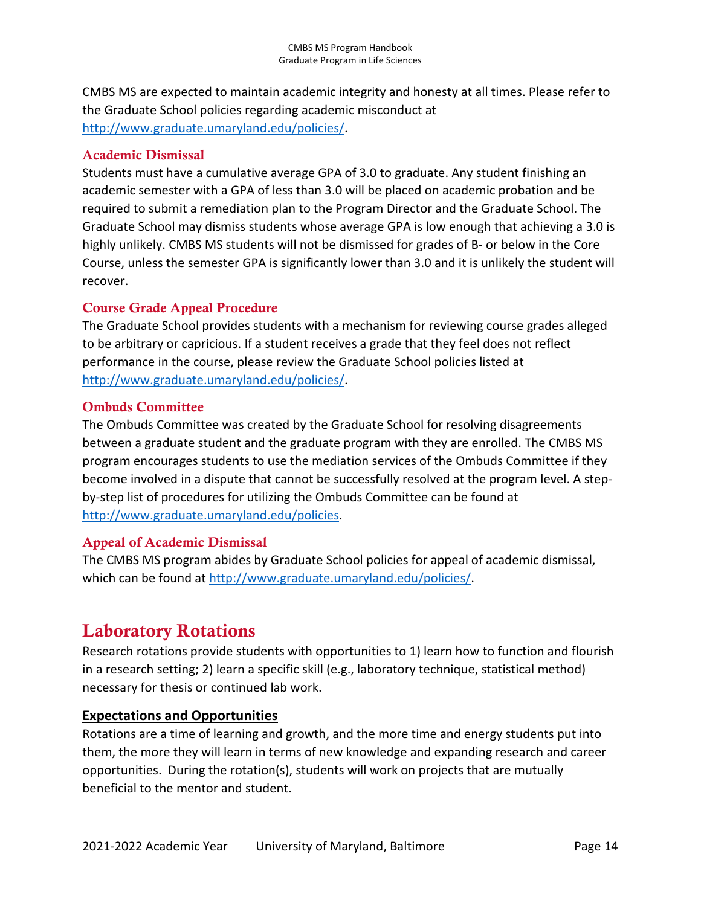CMBS MS are expected to maintain academic integrity and honesty at all times. Please refer to the Graduate School policies regarding academic misconduct at http://www.graduate.umaryland.edu/policies/.

### Academic Dismissal

Students must have a cumulative average GPA of 3.0 to graduate. Any student finishing an academic semester with a GPA of less than 3.0 will be placed on academic probation and be required to submit a remediation plan to the Program Director and the Graduate School. The Graduate School may dismiss students whose average GPA is low enough that achieving a 3.0 is highly unlikely. CMBS MS students will not be dismissed for grades of B- or below in the Core Course, unless the semester GPA is significantly lower than 3.0 and it is unlikely the student will recover.

### Course Grade Appeal Procedure

The Graduate School provides students with a mechanism for reviewing course grades alleged to be arbitrary or capricious. If a student receives a grade that they feel does not reflect performance in the course, please review the Graduate School policies listed at http://www.graduate.umaryland.edu/policies/.

### Ombuds Committee

The Ombuds Committee was created by the Graduate School for resolving disagreements between a graduate student and the graduate program with they are enrolled. The CMBS MS program encourages students to use the mediation services of the Ombuds Committee if they become involved in a dispute that cannot be successfully resolved at the program level. A step-by-step list of procedures for utilizing the Ombuds Committee can be found at http://www.graduate.umaryland.edu/policies.

### Appeal of Academic Dismissal

The CMBS MS program abides by Graduate School policies for appeal of academic dismissal, which can be found at http://www.graduate.umaryland.edu/policies/.

## Laboratory Rotations

Research rotations provide students with opportunities to 1) learn how to function and flourish in a research setting; 2) learn a specific skill (e.g., laboratory technique, statistical method) necessary for thesis or continued lab work.

### Expectations and Opportunities

Rotations are a time of learning and growth, and the more time and energy students put into them, the more they will learn in terms of new knowledge and expanding research and career opportunities. During the rotation(s), students will work on projects that are mutually beneficial to the mentor and student.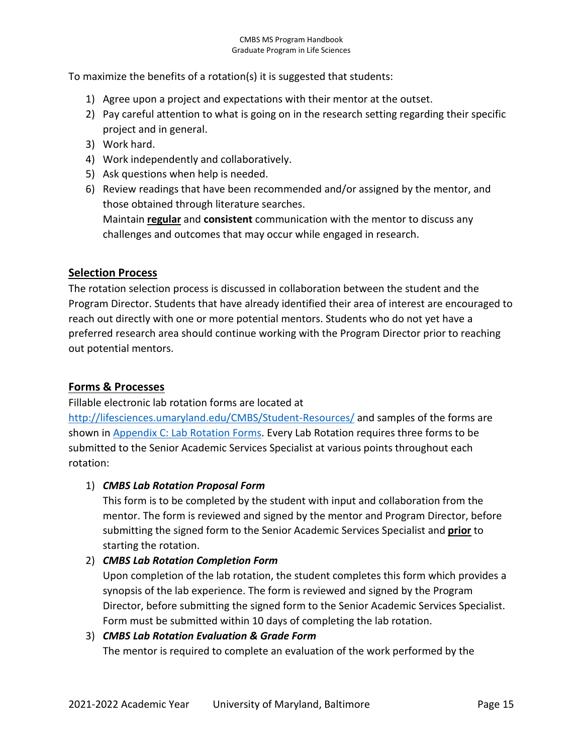To maximize the benefits of a rotation(s) it is suggested that students:

1) Agree upon a project and expectations with their mentor at the outset.
2) Pay careful attention to what is going on in the research setting regarding their specific project and in general.
3) Work hard.
4) Work independently and collaboratively.
5) Ask questions when help is needed.
6) Review readings that have been recommended and/or assigned by the mentor, and those obtained through literature searches.
   Maintain **regular** and **consistent** communication with the mentor to discuss any challenges and outcomes that may occur while engaged in research.

## Selection Process

The rotation selection process is discussed in collaboration between the student and the Program Director. Students that have already identified their area of interest are encouraged to reach out directly with one or more potential mentors. Students who do not yet have a preferred research area should continue working with the Program Director prior to reaching out potential mentors.

## Forms & Processes

Fillable electronic lab rotation forms are located at http://lifesciences.umaryland.edu/CMBS/Student-Resources/ and samples of the forms are shown in Appendix C: Lab Rotation Forms. Every Lab Rotation requires three forms to be submitted to the Senior Academic Services Specialist at various points throughout each rotation:

1) ***CMBS Lab Rotation Proposal Form***
   This form is to be completed by the student with input and collaboration from the mentor. The form is reviewed and signed by the mentor and Program Director, before submitting the signed form to the Senior Academic Services Specialist and **prior** to starting the rotation.
2) ***CMBS Lab Rotation Completion Form***
   Upon completion of the lab rotation, the student completes this form which provides a synopsis of the lab experience. The form is reviewed and signed by the Program Director, before submitting the signed form to the Senior Academic Services Specialist. Form must be submitted within 10 days of completing the lab rotation.
3) ***CMBS Lab Rotation Evaluation & Grade Form***
   The mentor is required to complete an evaluation of the work performed by the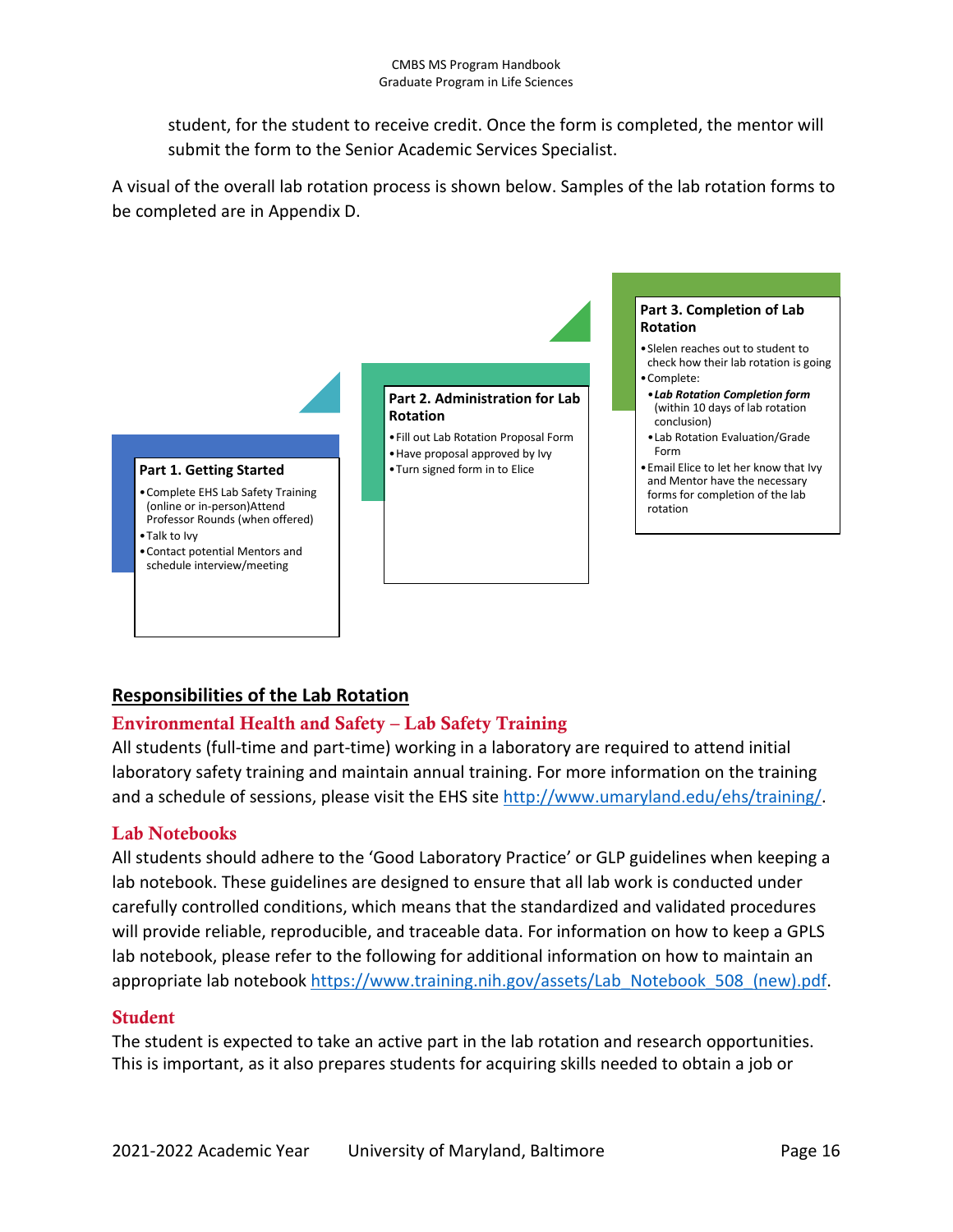student, for the student to receive credit. Once the form is completed, the mentor will submit the form to the Senior Academic Services Specialist.

A visual of the overall lab rotation process is shown below. Samples of the lab rotation forms to be completed are in Appendix D.

**Part 1. Getting Started**

- Complete EHS Lab Safety Training (online or in-person)Attend Professor Rounds (when offered)
- Talk to Ivy
- Contact potential Mentors and schedule interview/meeting

**Part 2. Administration for Lab Rotation**

- Fill out Lab Rotation Proposal Form
- Have proposal approved by Ivy
- Turn signed form in to Elice

**Part 3. Completion of Lab Rotation**

- Slelen reaches out to student to check how their lab rotation is going
- Complete:
  - ***Lab Rotation Completion form*** (within 10 days of lab rotation conclusion)
  - Lab Rotation Evaluation/Grade Form
- Email Elice to let her know that Ivy and Mentor have the necessary forms for completion of the lab rotation

## Responsibilities of the Lab Rotation

### Environmental Health and Safety – Lab Safety Training

All students (full-time and part-time) working in a laboratory are required to attend initial laboratory safety training and maintain annual training. For more information on the training and a schedule of sessions, please visit the EHS site http://www.umaryland.edu/ehs/training/.

### Lab Notebooks

All students should adhere to the 'Good Laboratory Practice' or GLP guidelines when keeping a lab notebook. These guidelines are designed to ensure that all lab work is conducted under carefully controlled conditions, which means that the standardized and validated procedures will provide reliable, reproducible, and traceable data. For information on how to keep a GPLS lab notebook, please refer to the following for additional information on how to maintain an appropriate lab notebook https://www.training.nih.gov/assets/Lab_Notebook_508_(new).pdf.

### Student

The student is expected to take an active part in the lab rotation and research opportunities. This is important, as it also prepares students for acquiring skills needed to obtain a job or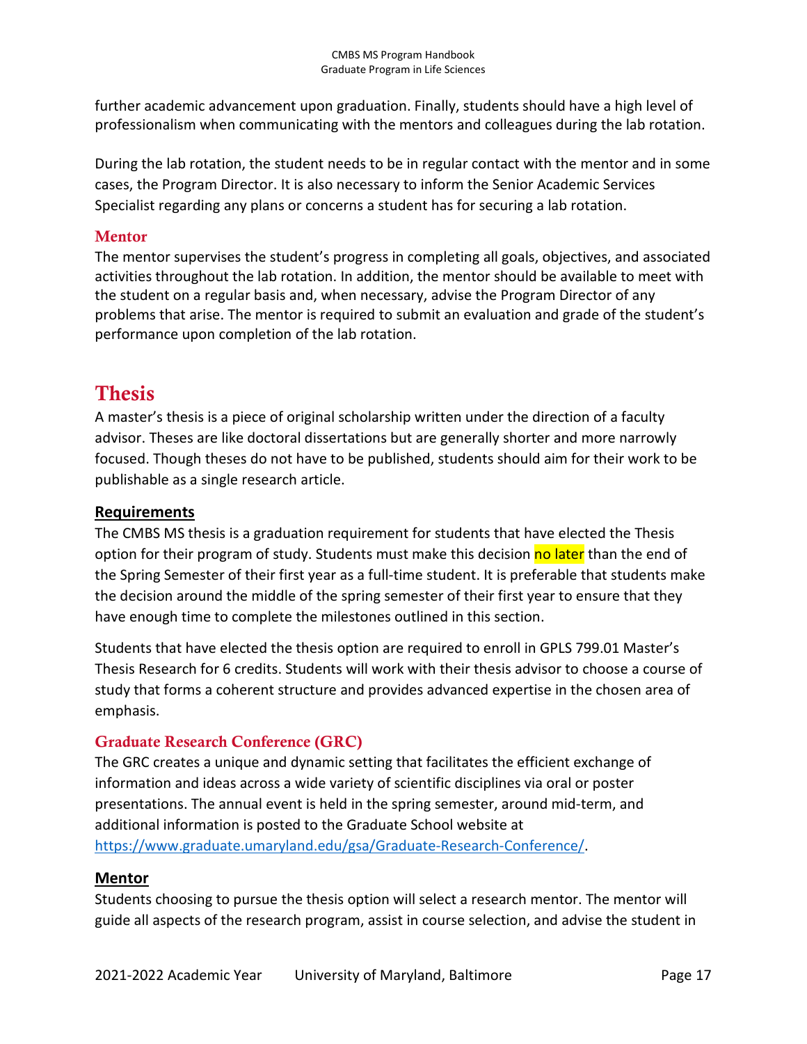further academic advancement upon graduation. Finally, students should have a high level of professionalism when communicating with the mentors and colleagues during the lab rotation.

During the lab rotation, the student needs to be in regular contact with the mentor and in some cases, the Program Director. It is also necessary to inform the Senior Academic Services Specialist regarding any plans or concerns a student has for securing a lab rotation.

### Mentor

The mentor supervises the student's progress in completing all goals, objectives, and associated activities throughout the lab rotation. In addition, the mentor should be available to meet with the student on a regular basis and, when necessary, advise the Program Director of any problems that arise. The mentor is required to submit an evaluation and grade of the student's performance upon completion of the lab rotation.

## Thesis

A master's thesis is a piece of original scholarship written under the direction of a faculty advisor. Theses are like doctoral dissertations but are generally shorter and more narrowly focused. Though theses do not have to be published, students should aim for their work to be publishable as a single research article.

### Requirements

The CMBS MS thesis is a graduation requirement for students that have elected the Thesis option for their program of study. Students must make this decision no later than the end of the Spring Semester of their first year as a full-time student. It is preferable that students make the decision around the middle of the spring semester of their first year to ensure that they have enough time to complete the milestones outlined in this section.

Students that have elected the thesis option are required to enroll in GPLS 799.01 Master's Thesis Research for 6 credits. Students will work with their thesis advisor to choose a course of study that forms a coherent structure and provides advanced expertise in the chosen area of emphasis.

### Graduate Research Conference (GRC)

The GRC creates a unique and dynamic setting that facilitates the efficient exchange of information and ideas across a wide variety of scientific disciplines via oral or poster presentations. The annual event is held in the spring semester, around mid-term, and additional information is posted to the Graduate School website at https://www.graduate.umaryland.edu/gsa/Graduate-Research-Conference/.

### Mentor

Students choosing to pursue the thesis option will select a research mentor. The mentor will guide all aspects of the research program, assist in course selection, and advise the student in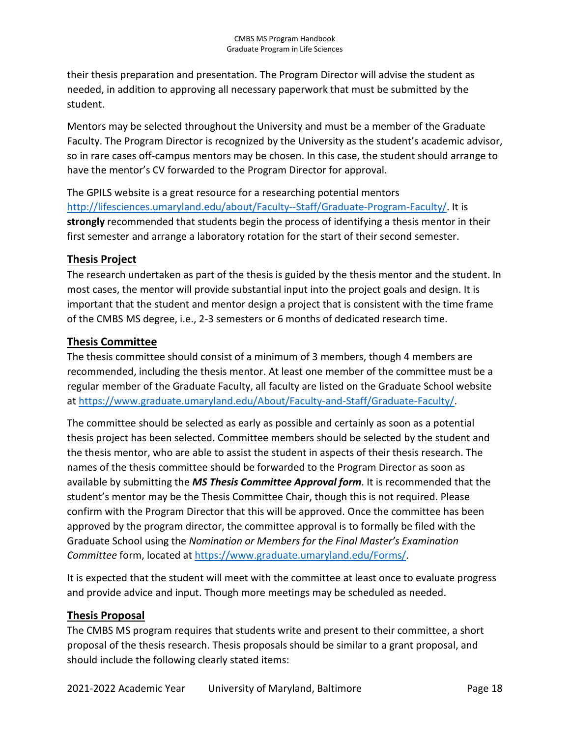their thesis preparation and presentation. The Program Director will advise the student as needed, in addition to approving all necessary paperwork that must be submitted by the student.

Mentors may be selected throughout the University and must be a member of the Graduate Faculty. The Program Director is recognized by the University as the student's academic advisor, so in rare cases off-campus mentors may be chosen. In this case, the student should arrange to have the mentor's CV forwarded to the Program Director for approval.

The GPILS website is a great resource for a researching potential mentors [http://lifesciences.umaryland.edu/about/Faculty--Staff/Graduate-Program-Faculty/](http://lifesciences.umaryland.edu/about/Faculty--Staff/Graduate-Program-Faculty/). It is **strongly** recommended that students begin the process of identifying a thesis mentor in their first semester and arrange a laboratory rotation for the start of their second semester.

## Thesis Project

The research undertaken as part of the thesis is guided by the thesis mentor and the student. In most cases, the mentor will provide substantial input into the project goals and design. It is important that the student and mentor design a project that is consistent with the time frame of the CMBS MS degree, i.e., 2-3 semesters or 6 months of dedicated research time.

## Thesis Committee

The thesis committee should consist of a minimum of 3 members, though 4 members are recommended, including the thesis mentor. At least one member of the committee must be a regular member of the Graduate Faculty, all faculty are listed on the Graduate School website at [https://www.graduate.umaryland.edu/About/Faculty-and-Staff/Graduate-Faculty/](https://www.graduate.umaryland.edu/About/Faculty-and-Staff/Graduate-Faculty/).

The committee should be selected as early as possible and certainly as soon as a potential thesis project has been selected. Committee members should be selected by the student and the thesis mentor, who are able to assist the student in aspects of their thesis research. The names of the thesis committee should be forwarded to the Program Director as soon as available by submitting the ***MS Thesis Committee Approval form***. It is recommended that the student's mentor may be the Thesis Committee Chair, though this is not required. Please confirm with the Program Director that this will be approved. Once the committee has been approved by the program director, the committee approval is to formally be filed with the Graduate School using the *Nomination or Members for the Final Master's Examination Committee* form, located at [https://www.graduate.umaryland.edu/Forms/](https://www.graduate.umaryland.edu/Forms/).

It is expected that the student will meet with the committee at least once to evaluate progress and provide advice and input. Though more meetings may be scheduled as needed.

## Thesis Proposal

The CMBS MS program requires that students write and present to their committee, a short proposal of the thesis research. Thesis proposals should be similar to a grant proposal, and should include the following clearly stated items: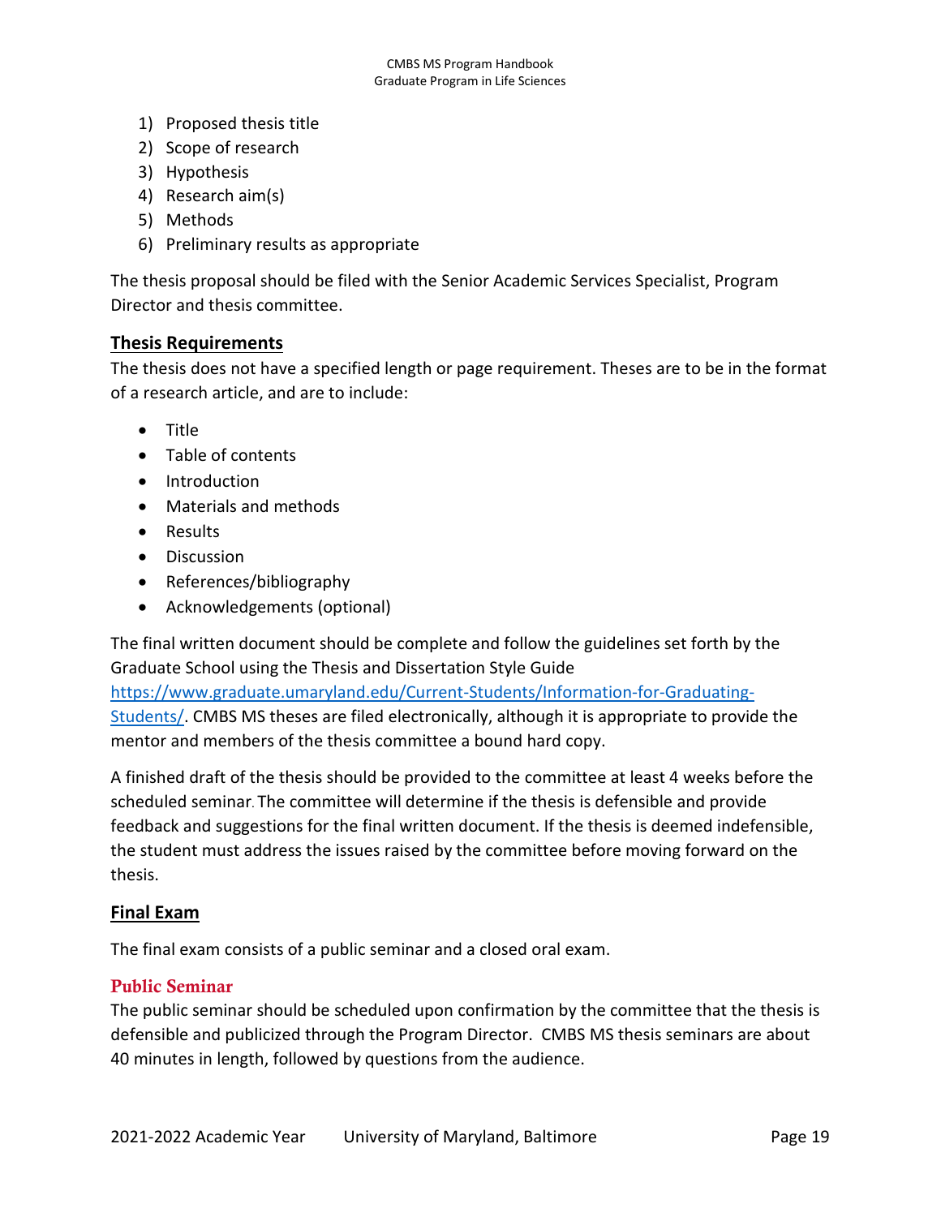1) Proposed thesis title
2) Scope of research
3) Hypothesis
4) Research aim(s)
5) Methods
6) Preliminary results as appropriate

The thesis proposal should be filed with the Senior Academic Services Specialist, Program Director and thesis committee.

## Thesis Requirements

The thesis does not have a specified length or page requirement. Theses are to be in the format of a research article, and are to include:

- Title
- Table of contents
- Introduction
- Materials and methods
- Results
- Discussion
- References/bibliography
- Acknowledgements (optional)

The final written document should be complete and follow the guidelines set forth by the Graduate School using the Thesis and Dissertation Style Guide https://www.graduate.umaryland.edu/Current-Students/Information-for-Graduating-Students/. CMBS MS theses are filed electronically, although it is appropriate to provide the mentor and members of the thesis committee a bound hard copy.

A finished draft of the thesis should be provided to the committee at least 4 weeks before the scheduled seminar. The committee will determine if the thesis is defensible and provide feedback and suggestions for the final written document. If the thesis is deemed indefensible, the student must address the issues raised by the committee before moving forward on the thesis.

## Final Exam

The final exam consists of a public seminar and a closed oral exam.

### Public Seminar

The public seminar should be scheduled upon confirmation by the committee that the thesis is defensible and publicized through the Program Director. CMBS MS thesis seminars are about 40 minutes in length, followed by questions from the audience.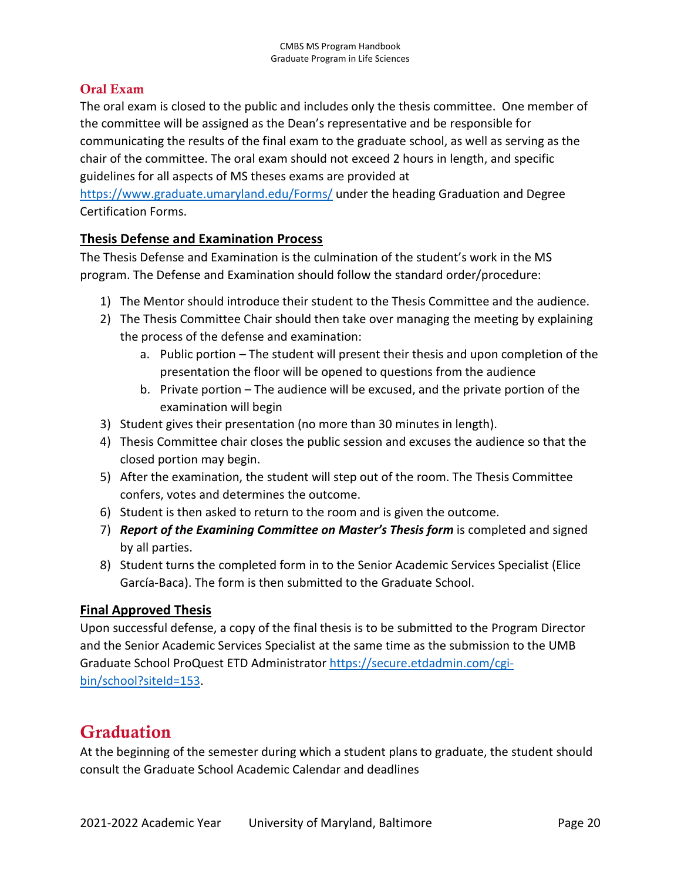### Oral Exam

The oral exam is closed to the public and includes only the thesis committee. One member of the committee will be assigned as the Dean's representative and be responsible for communicating the results of the final exam to the graduate school, as well as serving as the chair of the committee. The oral exam should not exceed 2 hours in length, and specific guidelines for all aspects of MS theses exams are provided at https://www.graduate.umaryland.edu/Forms/ under the heading Graduation and Degree Certification Forms.

#### Thesis Defense and Examination Process

The Thesis Defense and Examination is the culmination of the student's work in the MS program. The Defense and Examination should follow the standard order/procedure:

1) The Mentor should introduce their student to the Thesis Committee and the audience.
2) The Thesis Committee Chair should then take over managing the meeting by explaining the process of the defense and examination:
    a. Public portion – The student will present their thesis and upon completion of the presentation the floor will be opened to questions from the audience
    b. Private portion – The audience will be excused, and the private portion of the examination will begin
3) Student gives their presentation (no more than 30 minutes in length).
4) Thesis Committee chair closes the public session and excuses the audience so that the closed portion may begin.
5) After the examination, the student will step out of the room. The Thesis Committee confers, votes and determines the outcome.
6) Student is then asked to return to the room and is given the outcome.
7) ***Report of the Examining Committee on Master's Thesis form*** is completed and signed by all parties.
8) Student turns the completed form in to the Senior Academic Services Specialist (Elice García-Baca). The form is then submitted to the Graduate School.

#### Final Approved Thesis

Upon successful defense, a copy of the final thesis is to be submitted to the Program Director and the Senior Academic Services Specialist at the same time as the submission to the UMB Graduate School ProQuest ETD Administrator https://secure.etdadmin.com/cgi-bin/school?siteId=153.

## Graduation

At the beginning of the semester during which a student plans to graduate, the student should consult the Graduate School Academic Calendar and deadlines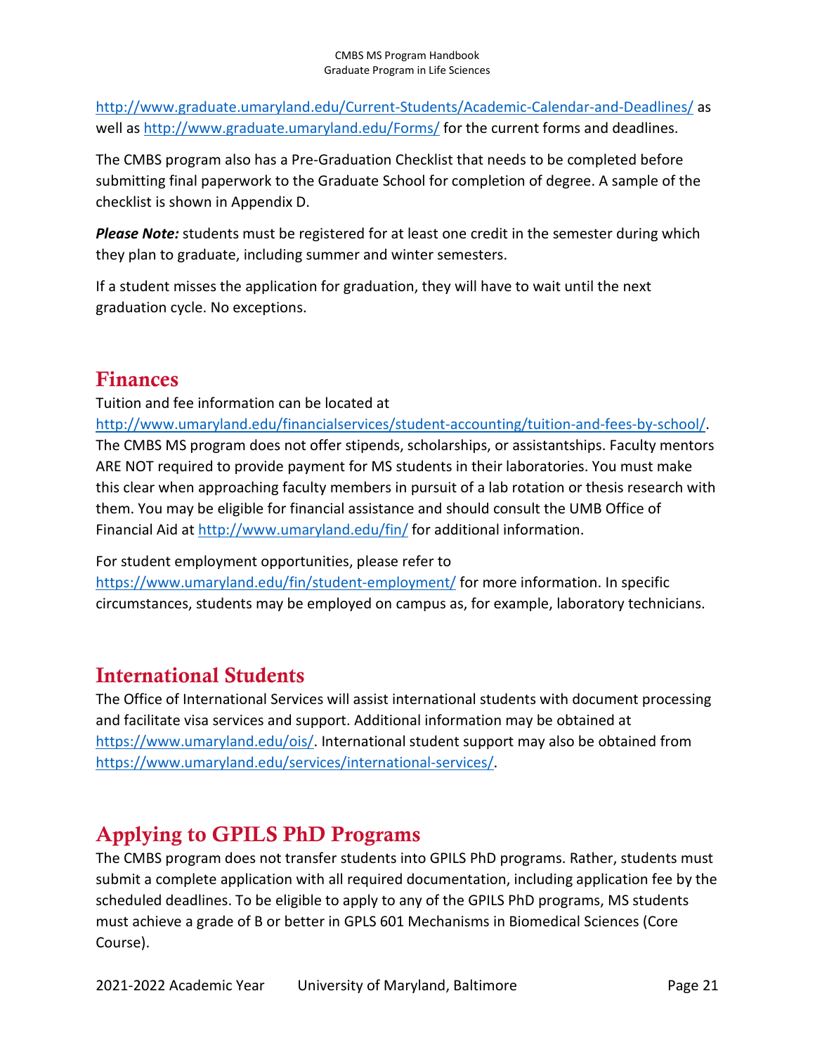http://www.graduate.umaryland.edu/Current-Students/Academic-Calendar-and-Deadlines/ as well as http://www.graduate.umaryland.edu/Forms/ for the current forms and deadlines.

The CMBS program also has a Pre-Graduation Checklist that needs to be completed before submitting final paperwork to the Graduate School for completion of degree. A sample of the checklist is shown in Appendix D.

***Please Note:*** students must be registered for at least one credit in the semester during which they plan to graduate, including summer and winter semesters.

If a student misses the application for graduation, they will have to wait until the next graduation cycle. No exceptions.

## Finances

Tuition and fee information can be located at http://www.umaryland.edu/financialservices/student-accounting/tuition-and-fees-by-school/. The CMBS MS program does not offer stipends, scholarships, or assistantships. Faculty mentors ARE NOT required to provide payment for MS students in their laboratories. You must make this clear when approaching faculty members in pursuit of a lab rotation or thesis research with them. You may be eligible for financial assistance and should consult the UMB Office of Financial Aid at http://www.umaryland.edu/fin/ for additional information.

For student employment opportunities, please refer to https://www.umaryland.edu/fin/student-employment/ for more information. In specific circumstances, students may be employed on campus as, for example, laboratory technicians.

## International Students

The Office of International Services will assist international students with document processing and facilitate visa services and support. Additional information may be obtained at https://www.umaryland.edu/ois/. International student support may also be obtained from https://www.umaryland.edu/services/international-services/.

## Applying to GPILS PhD Programs

The CMBS program does not transfer students into GPILS PhD programs. Rather, students must submit a complete application with all required documentation, including application fee by the scheduled deadlines. To be eligible to apply to any of the GPILS PhD programs, MS students must achieve a grade of B or better in GPLS 601 Mechanisms in Biomedical Sciences (Core Course).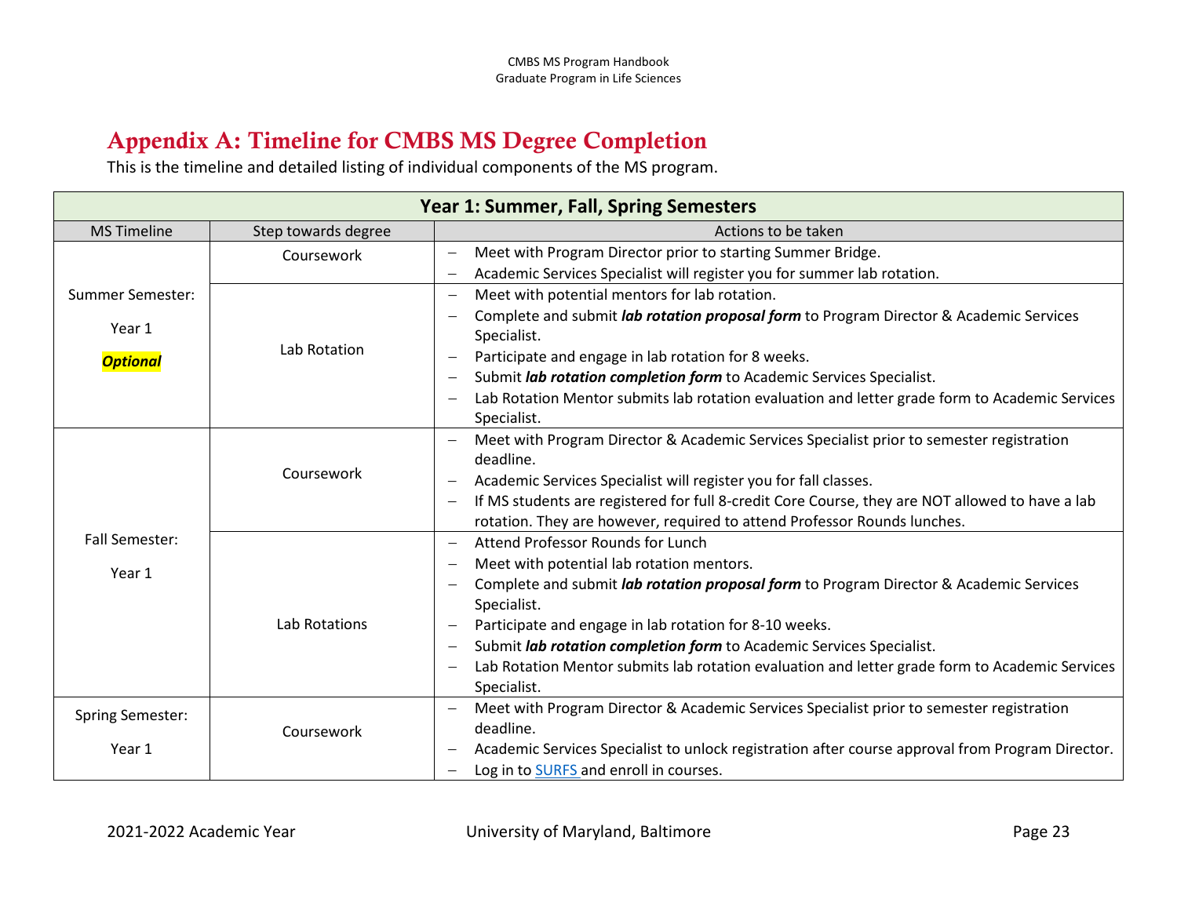## Appendix A: Timeline for CMBS MS Degree Completion

This is the timeline and detailed listing of individual components of the MS program.

| Year 1: Summer, Fall, Spring Semesters | | |
|---|---|---|
| **MS Timeline** | **Step towards degree** | **Actions to be taken** |
| Summer Semester: Year 1 ***Optional*** | Coursework | – Meet with Program Director prior to starting Summer Bridge.<br>– Academic Services Specialist will register you for summer lab rotation. |
| | Lab Rotation | – Meet with potential mentors for lab rotation.<br>– Complete and submit ***lab rotation proposal form*** to Program Director & Academic Services Specialist.<br>– Participate and engage in lab rotation for 8 weeks.<br>– Submit ***lab rotation completion form*** to Academic Services Specialist.<br>– Lab Rotation Mentor submits lab rotation evaluation and letter grade form to Academic Services Specialist. |
| Fall Semester: Year 1 | Coursework | – Meet with Program Director & Academic Services Specialist prior to semester registration deadline.<br>– Academic Services Specialist will register you for fall classes.<br>– If MS students are registered for full 8-credit Core Course, they are NOT allowed to have a lab rotation. They are however, required to attend Professor Rounds lunches. |
| | Lab Rotations | – Attend Professor Rounds for Lunch<br>– Meet with potential lab rotation mentors.<br>– Complete and submit ***lab rotation proposal form*** to Program Director & Academic Services Specialist.<br>– Participate and engage in lab rotation for 8-10 weeks.<br>– Submit ***lab rotation completion form*** to Academic Services Specialist.<br>– Lab Rotation Mentor submits lab rotation evaluation and letter grade form to Academic Services Specialist. |
| Spring Semester: Year 1 | Coursework | – Meet with Program Director & Academic Services Specialist prior to semester registration deadline.<br>– Academic Services Specialist to unlock registration after course approval from Program Director.<br>– Log in to SURFS and enroll in courses. |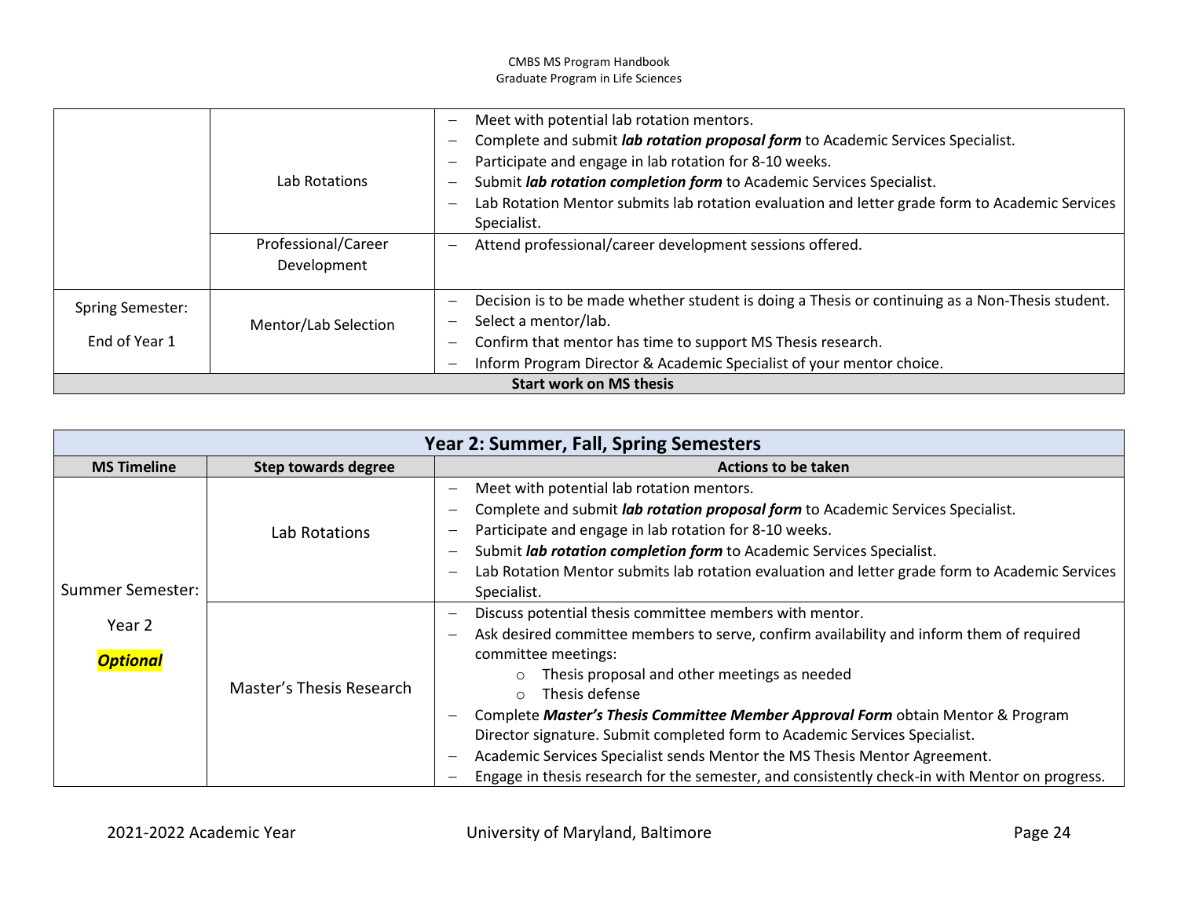| | | |
|---|---|---|
| | Lab Rotations | – Meet with potential lab rotation mentors.<br>– Complete and submit ***lab rotation proposal form*** to Academic Services Specialist.<br>– Participate and engage in lab rotation for 8-10 weeks.<br>– Submit ***lab rotation completion form*** to Academic Services Specialist.<br>– Lab Rotation Mentor submits lab rotation evaluation and letter grade form to Academic Services Specialist. |
| | Professional/Career Development | – Attend professional/career development sessions offered. |
| Spring Semester: End of Year 1 | Mentor/Lab Selection | – Decision is to be made whether student is doing a Thesis or continuing as a Non-Thesis student.<br>– Select a mentor/lab.<br>– Confirm that mentor has time to support MS Thesis research.<br>– Inform Program Director & Academic Specialist of your mentor choice. |
| **Start work on MS thesis** | | |

| **Year 2: Summer, Fall, Spring Semesters** | | |
|---|---|---|
| **MS Timeline** | **Step towards degree** | **Actions to be taken** |
| Summer Semester: Year 2 ***Optional*** | Lab Rotations | – Meet with potential lab rotation mentors.<br>– Complete and submit ***lab rotation proposal form*** to Academic Services Specialist.<br>– Participate and engage in lab rotation for 8-10 weeks.<br>– Submit ***lab rotation completion form*** to Academic Services Specialist.<br>– Lab Rotation Mentor submits lab rotation evaluation and letter grade form to Academic Services Specialist. |
| | Master's Thesis Research | – Discuss potential thesis committee members with mentor.<br>– Ask desired committee members to serve, confirm availability and inform them of required committee meetings:<br>&nbsp;&nbsp;&nbsp;&nbsp;○ Thesis proposal and other meetings as needed<br>&nbsp;&nbsp;&nbsp;&nbsp;○ Thesis defense<br>– Complete ***Master's Thesis Committee Member Approval Form*** obtain Mentor & Program Director signature. Submit completed form to Academic Services Specialist.<br>– Academic Services Specialist sends Mentor the MS Thesis Mentor Agreement.<br>– Engage in thesis research for the semester, and consistently check-in with Mentor on progress. |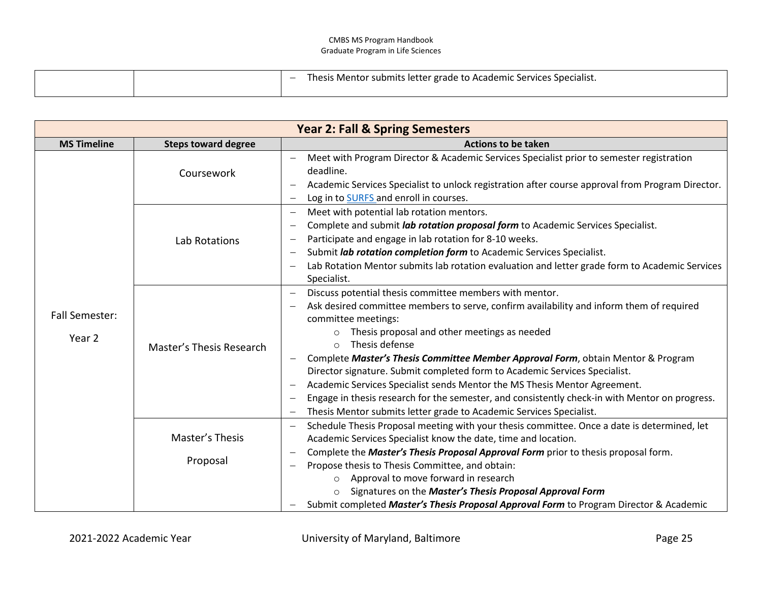| | | – Thesis Mentor submits letter grade to Academic Services Specialist. |
|---|---|---|

| **Year 2: Fall & Spring Semesters** | | |
|---|---|---|
| **MS Timeline** | **Steps toward degree** | **Actions to be taken** |
| Fall Semester: Year 2 | Coursework | – Meet with Program Director & Academic Services Specialist prior to semester registration deadline.<br>– Academic Services Specialist to unlock registration after course approval from Program Director.<br>– Log in to SURFS and enroll in courses. |
| | Lab Rotations | – Meet with potential lab rotation mentors.<br>– Complete and submit ***lab rotation proposal form*** to Academic Services Specialist.<br>– Participate and engage in lab rotation for 8-10 weeks.<br>– Submit ***lab rotation completion form*** to Academic Services Specialist.<br>– Lab Rotation Mentor submits lab rotation evaluation and letter grade form to Academic Services Specialist. |
| | Master's Thesis Research | – Discuss potential thesis committee members with mentor.<br>– Ask desired committee members to serve, confirm availability and inform them of required committee meetings:<br>&nbsp;&nbsp;&nbsp;&nbsp;○ Thesis proposal and other meetings as needed<br>&nbsp;&nbsp;&nbsp;&nbsp;○ Thesis defense<br>– Complete ***Master's Thesis Committee Member Approval Form***, obtain Mentor & Program Director signature. Submit completed form to Academic Services Specialist.<br>– Academic Services Specialist sends Mentor the MS Thesis Mentor Agreement.<br>– Engage in thesis research for the semester, and consistently check-in with Mentor on progress.<br>– Thesis Mentor submits letter grade to Academic Services Specialist. |
| | Master's Thesis Proposal | – Schedule Thesis Proposal meeting with your thesis committee. Once a date is determined, let Academic Services Specialist know the date, time and location.<br>– Complete the ***Master's Thesis Proposal Approval Form*** prior to thesis proposal form.<br>– Propose thesis to Thesis Committee, and obtain:<br>&nbsp;&nbsp;&nbsp;&nbsp;○ Approval to move forward in research<br>&nbsp;&nbsp;&nbsp;&nbsp;○ Signatures on the ***Master's Thesis Proposal Approval Form***<br>– Submit completed ***Master's Thesis Proposal Approval Form*** to Program Director & Academic |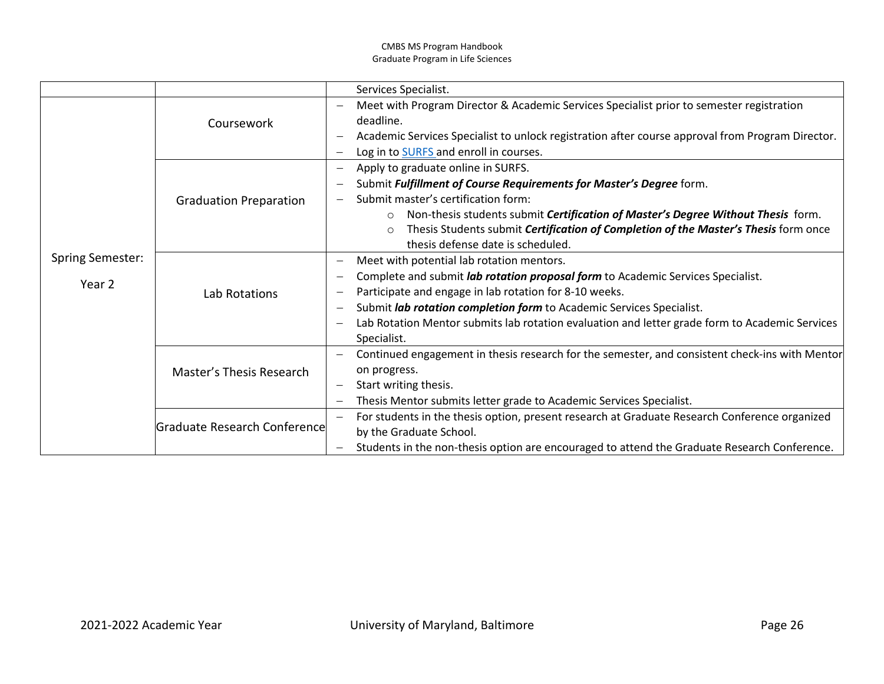|  |  |  |
|---|---|---|
|  |  | Services Specialist. |
| Spring Semester: Year 2 | Coursework | – Meet with Program Director & Academic Services Specialist prior to semester registration deadline.<br>– Academic Services Specialist to unlock registration after course approval from Program Director.<br>– Log in to SURFS and enroll in courses. |
|  | Graduation Preparation | – Apply to graduate online in SURFS.<br>– Submit ***Fulfillment of Course Requirements for Master's Degree*** form.<br>– Submit master's certification form:<br>○ Non-thesis students submit ***Certification of Master's Degree Without Thesis*** form.<br>○ Thesis Students submit ***Certification of Completion of the Master's Thesis*** form once thesis defense date is scheduled. |
|  | Lab Rotations | – Meet with potential lab rotation mentors.<br>– Complete and submit ***lab rotation proposal form*** to Academic Services Specialist.<br>– Participate and engage in lab rotation for 8-10 weeks.<br>– Submit ***lab rotation completion form*** to Academic Services Specialist.<br>– Lab Rotation Mentor submits lab rotation evaluation and letter grade form to Academic Services Specialist. |
|  | Master's Thesis Research | – Continued engagement in thesis research for the semester, and consistent check-ins with Mentor on progress.<br>– Start writing thesis.<br>– Thesis Mentor submits letter grade to Academic Services Specialist. |
|  | Graduate Research Conference | – For students in the thesis option, present research at Graduate Research Conference organized by the Graduate School.<br>– Students in the non-thesis option are encouraged to attend the Graduate Research Conference. |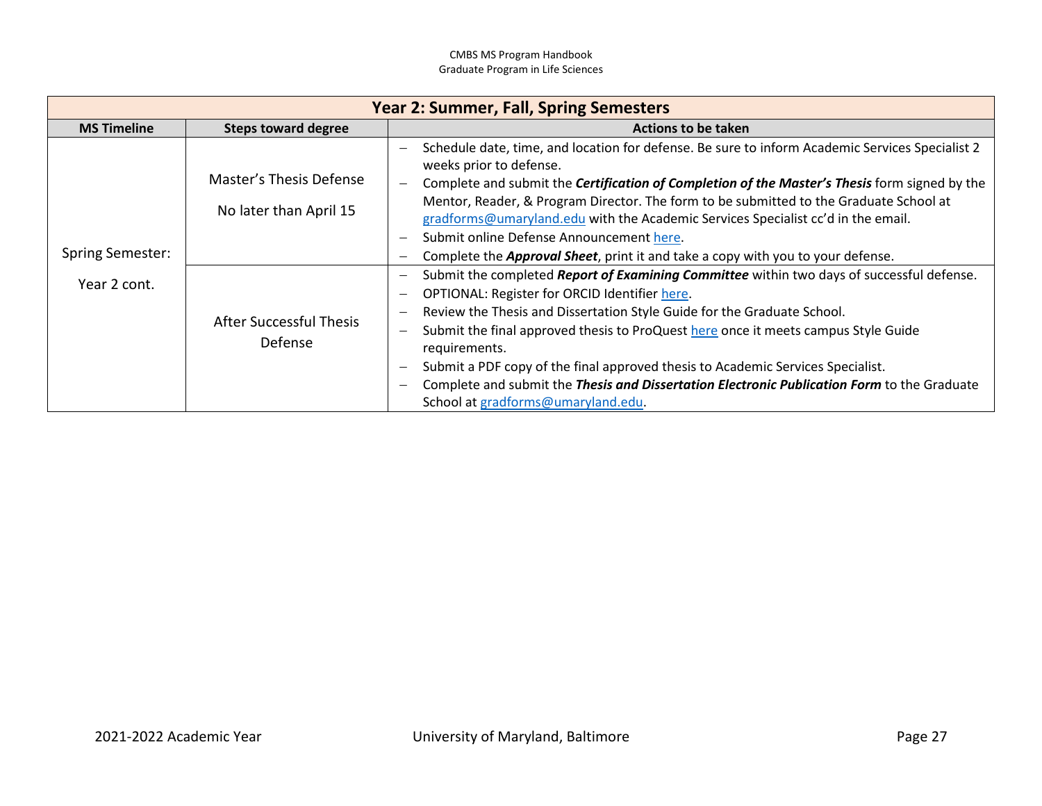| Year 2: Summer, Fall, Spring Semesters | | |
|---|---|---|
| **MS Timeline** | **Steps toward degree** | **Actions to be taken** |
| Spring Semester: Year 2 cont. | Master's Thesis Defense<br><br>No later than April 15 | – Schedule date, time, and location for defense. Be sure to inform Academic Services Specialist 2 weeks prior to defense.<br>– Complete and submit the ***Certification of Completion of the Master's Thesis*** form signed by the Mentor, Reader, & Program Director. The form to be submitted to the Graduate School at gradforms@umaryland.edu with the Academic Services Specialist cc'd in the email.<br>– Submit online Defense Announcement here.<br>– Complete the ***Approval Sheet***, print it and take a copy with you to your defense. |
| | After Successful Thesis Defense | – Submit the completed ***Report of Examining Committee*** within two days of successful defense.<br>– OPTIONAL: Register for ORCID Identifier here.<br>– Review the Thesis and Dissertation Style Guide for the Graduate School.<br>– Submit the final approved thesis to ProQuest here once it meets campus Style Guide requirements.<br>– Submit a PDF copy of the final approved thesis to Academic Services Specialist.<br>– Complete and submit the ***Thesis and Dissertation Electronic Publication Form*** to the Graduate School at gradforms@umaryland.edu. |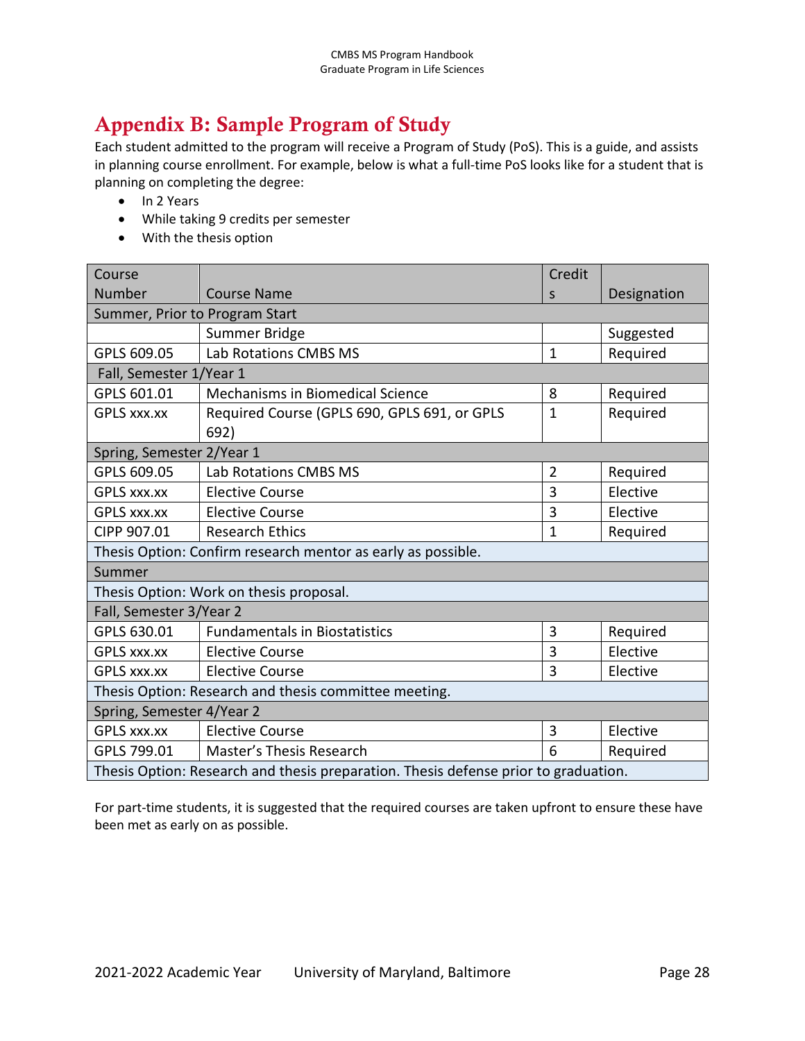## Appendix B: Sample Program of Study

Each student admitted to the program will receive a Program of Study (PoS). This is a guide, and assists in planning course enrollment. For example, below is what a full-time PoS looks like for a student that is planning on completing the degree:

- In 2 Years
- While taking 9 credits per semester
- With the thesis option

| Course Number | Course Name | Credits | Designation |
|---|---|---|---|
| Summer, Prior to Program Start | | | |
| | Summer Bridge | | Suggested |
| GPLS 609.05 | Lab Rotations CMBS MS | 1 | Required |
| Fall, Semester 1/Year 1 | | | |
| GPLS 601.01 | Mechanisms in Biomedical Science | 8 | Required |
| GPLS xxx.xx | Required Course (GPLS 690, GPLS 691, or GPLS 692) | 1 | Required |
| Spring, Semester 2/Year 1 | | | |
| GPLS 609.05 | Lab Rotations CMBS MS | 2 | Required |
| GPLS xxx.xx | Elective Course | 3 | Elective |
| GPLS xxx.xx | Elective Course | 3 | Elective |
| CIPP 907.01 | Research Ethics | 1 | Required |
| Thesis Option: Confirm research mentor as early as possible. | | | |
| Summer | | | |
| Thesis Option: Work on thesis proposal. | | | |
| Fall, Semester 3/Year 2 | | | |
| GPLS 630.01 | Fundamentals in Biostatistics | 3 | Required |
| GPLS xxx.xx | Elective Course | 3 | Elective |
| GPLS xxx.xx | Elective Course | 3 | Elective |
| Thesis Option: Research and thesis committee meeting. | | | |
| Spring, Semester 4/Year 2 | | | |
| GPLS xxx.xx | Elective Course | 3 | Elective |
| GPLS 799.01 | Master's Thesis Research | 6 | Required |
| Thesis Option: Research and thesis preparation. Thesis defense prior to graduation. | | | |

For part-time students, it is suggested that the required courses are taken upfront to ensure these have been met as early on as possible.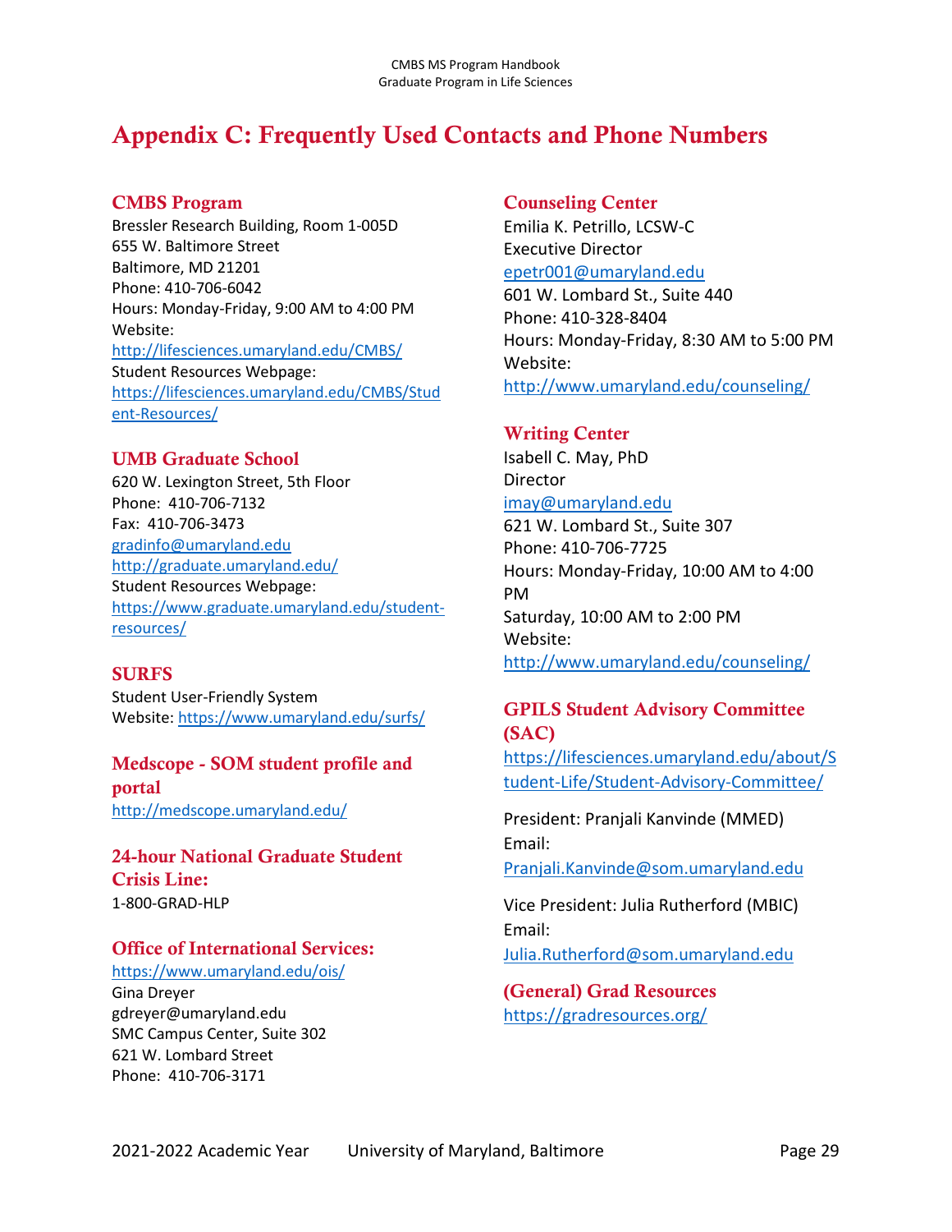# Appendix C: Frequently Used Contacts and Phone Numbers

### CMBS Program

Bressler Research Building, Room 1-005D
655 W. Baltimore Street
Baltimore, MD 21201
Phone: 410-706-6042
Hours: Monday-Friday, 9:00 AM to 4:00 PM
Website:
http://lifesciences.umaryland.edu/CMBS/
Student Resources Webpage:
https://lifesciences.umaryland.edu/CMBS/Student-Resources/

### UMB Graduate School

620 W. Lexington Street, 5th Floor
Phone: 410-706-7132
Fax: 410-706-3473
gradinfo@umaryland.edu
http://graduate.umaryland.edu/
Student Resources Webpage:
https://www.graduate.umaryland.edu/student-resources/

### SURFS

Student User-Friendly System
Website: https://www.umaryland.edu/surfs/

### Medscope - SOM student profile and portal

http://medscope.umaryland.edu/

### 24-hour National Graduate Student Crisis Line:

1-800-GRAD-HLP

### Office of International Services:

https://www.umaryland.edu/ois/
Gina Dreyer
gdreyer@umaryland.edu
SMC Campus Center, Suite 302
621 W. Lombard Street
Phone: 410-706-3171

### Counseling Center

Emilia K. Petrillo, LCSW-C
Executive Director
epetr001@umaryland.edu
601 W. Lombard St., Suite 440
Phone: 410-328-8404
Hours: Monday-Friday, 8:30 AM to 5:00 PM
Website:
http://www.umaryland.edu/counseling/

### Writing Center

Isabell C. May, PhD
Director
imay@umaryland.edu
621 W. Lombard St., Suite 307
Phone: 410-706-7725
Hours: Monday-Friday, 10:00 AM to 4:00 PM
Saturday, 10:00 AM to 2:00 PM
Website:
http://www.umaryland.edu/counseling/

### GPILS Student Advisory Committee (SAC)

https://lifesciences.umaryland.edu/about/Student-Life/Student-Advisory-Committee/

President: Pranjali Kanvinde (MMED)
Email:
Pranjali.Kanvinde@som.umaryland.edu

Vice President: Julia Rutherford (MBIC)
Email:
Julia.Rutherford@som.umaryland.edu

### (General) Grad Resources

https://gradresources.org/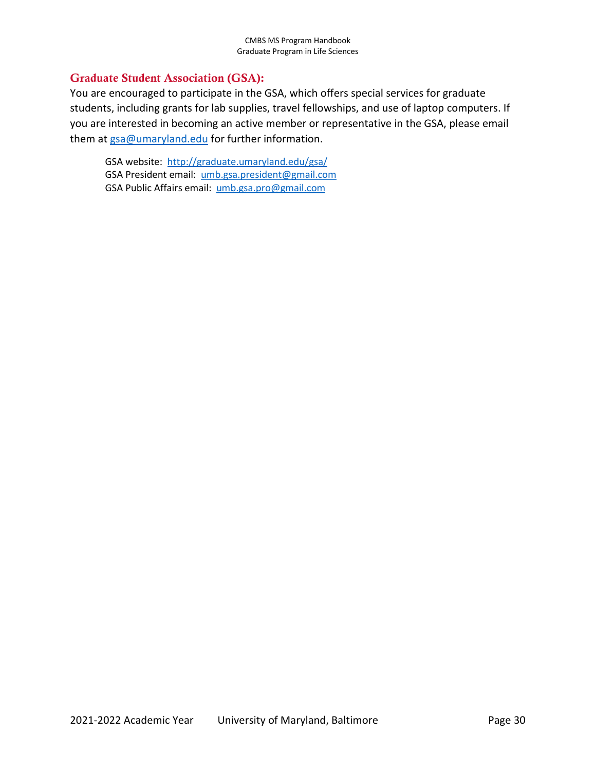## Graduate Student Association (GSA):

You are encouraged to participate in the GSA, which offers special services for graduate students, including grants for lab supplies, travel fellowships, and use of laptop computers. If you are interested in becoming an active member or representative in the GSA, please email them at gsa@umaryland.edu for further information.

GSA website: http://graduate.umaryland.edu/gsa/
GSA President email: umb.gsa.president@gmail.com
GSA Public Affairs email: umb.gsa.pro@gmail.com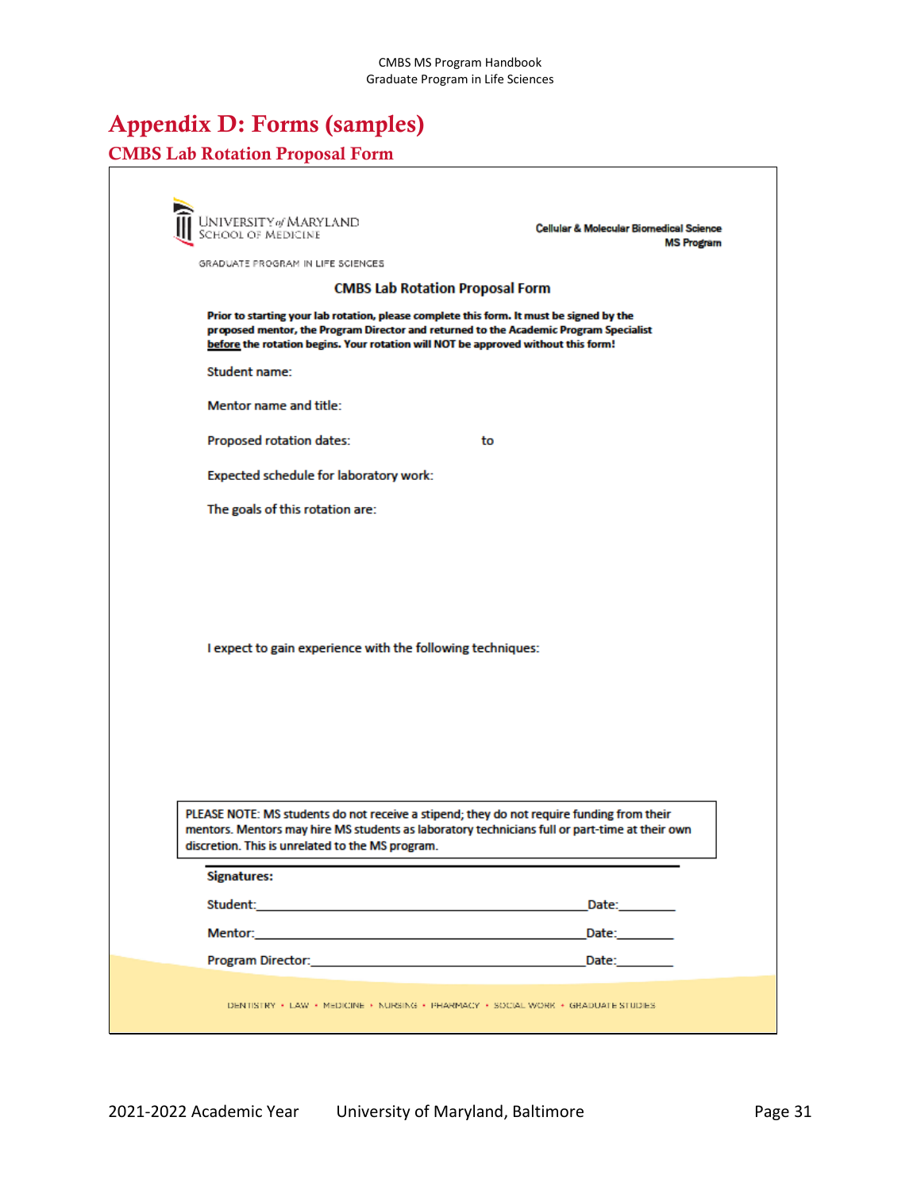# Appendix D: Forms (samples)

## CMBS Lab Rotation Proposal Form

UNIVERSITY *of* MARYLAND
SCHOOL OF MEDICINE

GRADUATE PROGRAM IN LIFE SCIENCES

**Cellular & Molecular Biomedical Science MS Program**

### CMBS Lab Rotation Proposal Form

**Prior to starting your lab rotation, please complete this form. It must be signed by the proposed mentor, the Program Director and returned to the Academic Program Specialist <u>before</u> the rotation begins. Your rotation will NOT be approved without this form!**

Student name:

Mentor name and title:

Proposed rotation dates: to

Expected schedule for laboratory work:

The goals of this rotation are:

I expect to gain experience with the following techniques:

PLEASE NOTE: MS students do not receive a stipend; they do not require funding from their mentors. Mentors may hire MS students as laboratory technicians full or part-time at their own discretion. This is unrelated to the MS program.

**Signatures:**

Student:\_\_\_\_\_\_\_\_\_\_\_\_\_\_\_\_\_\_\_\_\_\_\_\_\_\_\_\_\_\_\_\_\_\_\_\_\_\_\_\_\_\_\_\_\_\_Date:\_\_\_\_\_\_\_\_

Mentor:\_\_\_\_\_\_\_\_\_\_\_\_\_\_\_\_\_\_\_\_\_\_\_\_\_\_\_\_\_\_\_\_\_\_\_\_\_\_\_\_\_\_\_\_\_\_Date:\_\_\_\_\_\_\_\_

Program Director:\_\_\_\_\_\_\_\_\_\_\_\_\_\_\_\_\_\_\_\_\_\_\_\_\_\_\_\_\_\_\_\_\_\_\_\_\_\_Date:\_\_\_\_\_\_\_\_

DENTISTRY • LAW • MEDICINE • NURSING • PHARMACY • SOCIAL WORK • GRADUATE STUDIES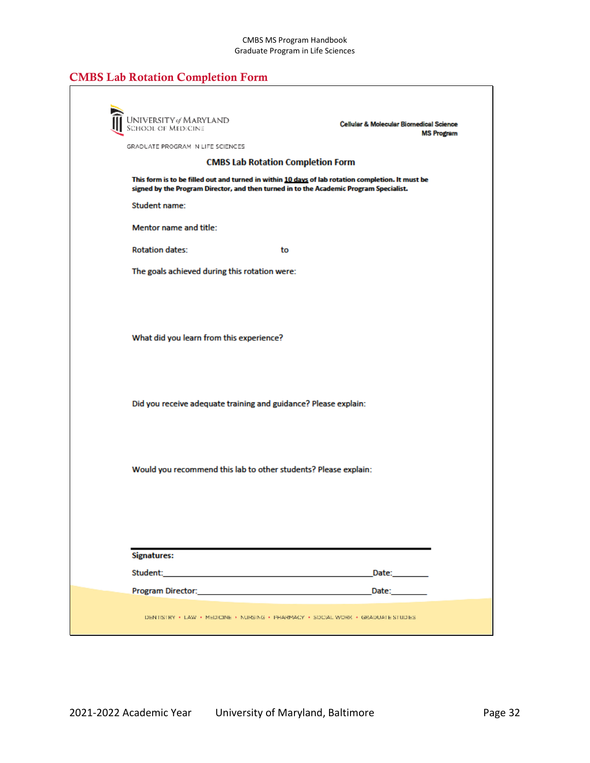## CMBS Lab Rotation Completion Form

UNIVERSITY of MARYLAND
SCHOOL OF MEDICINE

GRADUATE PROGRAM IN LIFE SCIENCES

**Cellular & Molecular Biomedical Science**
**MS Program**

### CMBS Lab Rotation Completion Form

**This form is to be filled out and turned in within <u>10 days</u> of lab rotation completion. It must be signed by the Program Director, and then turned in to the Academic Program Specialist.**

Student name:

Mentor name and title:

Rotation dates: to

The goals achieved during this rotation were:

What did you learn from this experience?

Did you receive adequate training and guidance? Please explain:

Would you recommend this lab to other students? Please explain:

---

**Signatures:**

Student:____________________________________________Date:________

Program Director:____________________________________Date:________

DENTISTRY • LAW • MEDICINE • NURSING • PHARMACY • SOCIAL WORK • GRADUATE STUDIES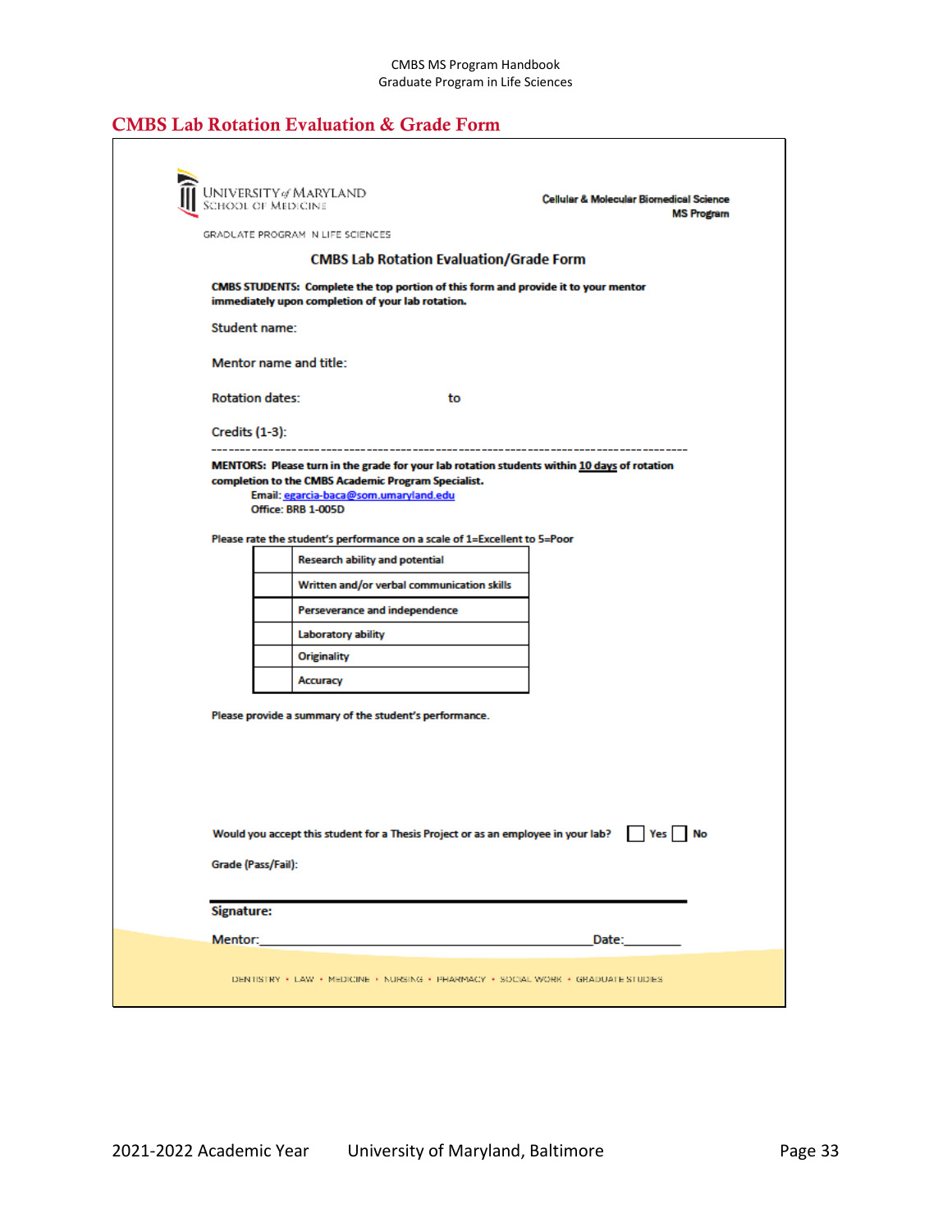## CMBS Lab Rotation Evaluation & Grade Form

UNIVERSITY of MARYLAND
SCHOOL OF MEDICINE

GRADUATE PROGRAM IN LIFE SCIENCES

**Cellular & Molecular Biomedical Science MS Program**

### CMBS Lab Rotation Evaluation/Grade Form

**CMBS STUDENTS: Complete the top portion of this form and provide it to your mentor immediately upon completion of your lab rotation.**

Student name:

Mentor name and title:

Rotation dates: to

Credits (1-3):

---

**MENTORS: Please turn in the grade for your lab rotation students within 10 days of rotation completion to the CMBS Academic Program Specialist.**
**Email: egarcia-baca@som.umaryland.edu**
**Office: BRB 1-005D**

Please rate the student's performance on a scale of 1=Excellent to 5=Poor

| | |
|---|---|
| | Research ability and potential |
| | Written and/or verbal communication skills |
| | Perseverance and independence |
| | Laboratory ability |
| | Originality |
| | Accuracy |

Please provide a summary of the student's performance.

Would you accept this student for a Thesis Project or as an employee in your lab? ☐ Yes ☐ No

Grade (Pass/Fail):

**Signature:**

Mentor:_______________________________________________Date:________

DENTISTRY • LAW • MEDICINE • NURSING • PHARMACY • SOCIAL WORK • GRADUATE STUDIES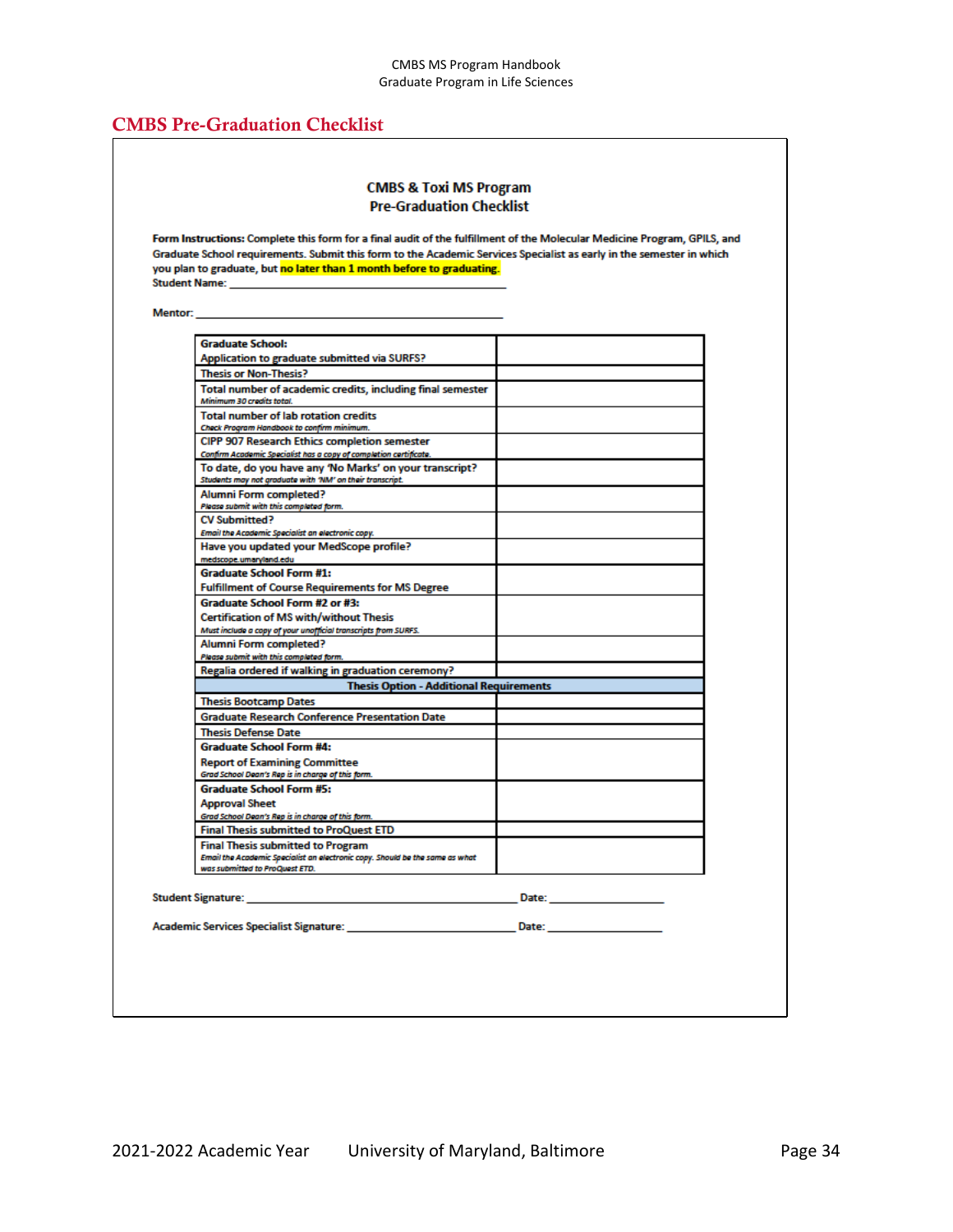## CMBS Pre-Graduation Checklist

**CMBS & Toxi MS Program**
**Pre-Graduation Checklist**

**Form Instructions:** Complete this form for a final audit of the fulfillment of the Molecular Medicine Program, GPILS, and Graduate School requirements. Submit this form to the Academic Services Specialist as early in the semester in which you plan to graduate, but **no later than 1 month before to graduating.**

**Student Name:** ______________________________

**Mentor:** ______________________________

| | |
|---|---|
| **Graduate School:** Application to graduate submitted via SURFS? | |
| Thesis or Non-Thesis? | |
| Total number of academic credits, including final semester *Minimum 30 credits total.* | |
| Total number of lab rotation credits *Check Program Handbook to confirm minimum.* | |
| CIPP 907 Research Ethics completion semester *Confirm Academic Specialist has a copy of completion certificate.* | |
| To date, do you have any 'No Marks' on your transcript? *Students may not graduate with 'NM' on their transcript.* | |
| Alumni Form completed? *Please submit with this completed form.* | |
| CV Submitted? *Email the Academic Specialist an electronic copy.* | |
| Have you updated your MedScope profile? *medscope.umaryland.edu* | |
| **Graduate School Form #1:** Fulfillment of Course Requirements for MS Degree | |
| **Graduate School Form #2 or #3:** Certification of MS with/without Thesis *Must include a copy of your unofficial transcripts from SURFS.* | |
| Alumni Form completed? *Please submit with this completed form.* | |
| Regalia ordered if walking in graduation ceremony? | |
| **Thesis Option - Additional Requirements** | |
| Thesis Bootcamp Dates | |
| Graduate Research Conference Presentation Date | |
| Thesis Defense Date | |
| **Graduate School Form #4:** Report of Examining Committee *Grad School Dean's Rep is in charge of this form.* | |
| **Graduate School Form #5:** Approval Sheet *Grad School Dean's Rep is in charge of this form.* | |
| Final Thesis submitted to ProQuest ETD | |
| Final Thesis submitted to Program *Email the Academic Specialist an electronic copy. Should be the same as what was submitted to ProQuest ETD.* | |

**Student Signature:** ______________________________ **Date:** ____________

**Academic Services Specialist Signature:** ______________________ **Date:** ____________